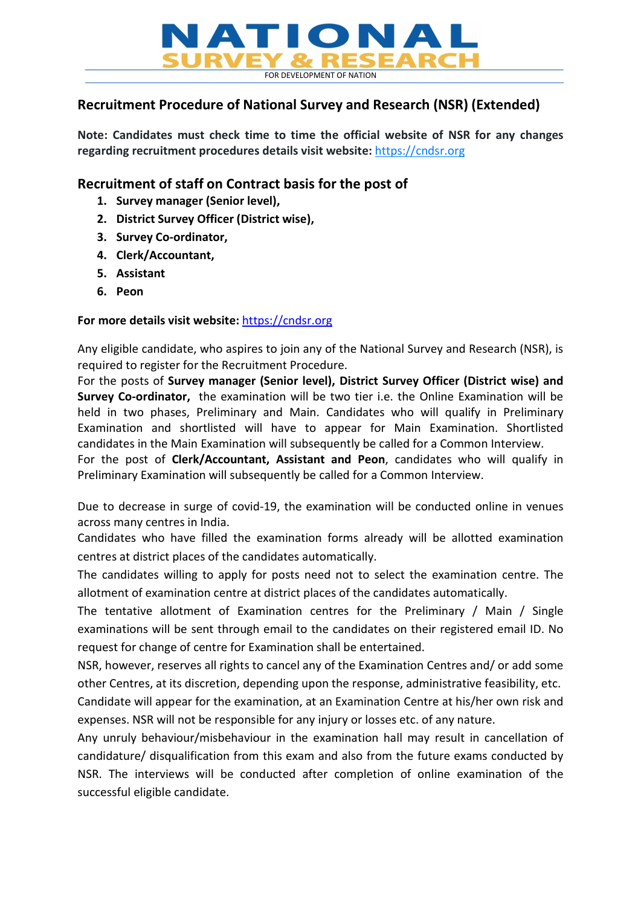# NATIONAL SURVEY & RESEARCH

FOR DEVELOPMENT OF NATION

## Recruitment Procedure of National Survey and Research (NSR) (Extended)

**Note: Candidates must check time to time the official website of NSR for any changes regarding recruitment procedures details visit website:** https://cndsr.org

## Recruitment of staff on Contract basis for the post of

1. **Survey manager (Senior level),**
2. **District Survey Officer (District wise),**
3. **Survey Co-ordinator,**
4. **Clerk/Accountant,**
5. **Assistant**
6. **Peon**

**For more details visit website:** https://cndsr.org

Any eligible candidate, who aspires to join any of the National Survey and Research (NSR), is required to register for the Recruitment Procedure.
For the posts of **Survey manager (Senior level), District Survey Officer (District wise) and Survey Co-ordinator,** the examination will be two tier i.e. the Online Examination will be held in two phases, Preliminary and Main. Candidates who will qualify in Preliminary Examination and shortlisted will have to appear for Main Examination. Shortlisted candidates in the Main Examination will subsequently be called for a Common Interview.
For the post of **Clerk/Accountant, Assistant and Peon**, candidates who will qualify in Preliminary Examination will subsequently be called for a Common Interview.

Due to decrease in surge of covid-19, the examination will be conducted online in venues across many centres in India.
Candidates who have filled the examination forms already will be allotted examination centres at district places of the candidates automatically.
The candidates willing to apply for posts need not to select the examination centre. The allotment of examination centre at district places of the candidates automatically.
The tentative allotment of Examination centres for the Preliminary / Main / Single examinations will be sent through email to the candidates on their registered email ID. No request for change of centre for Examination shall be entertained.
NSR, however, reserves all rights to cancel any of the Examination Centres and/ or add some other Centres, at its discretion, depending upon the response, administrative feasibility, etc.
Candidate will appear for the examination, at an Examination Centre at his/her own risk and expenses. NSR will not be responsible for any injury or losses etc. of any nature.
Any unruly behaviour/misbehaviour in the examination hall may result in cancellation of candidature/ disqualification from this exam and also from the future exams conducted by NSR. The interviews will be conducted after completion of online examination of the successful eligible candidate.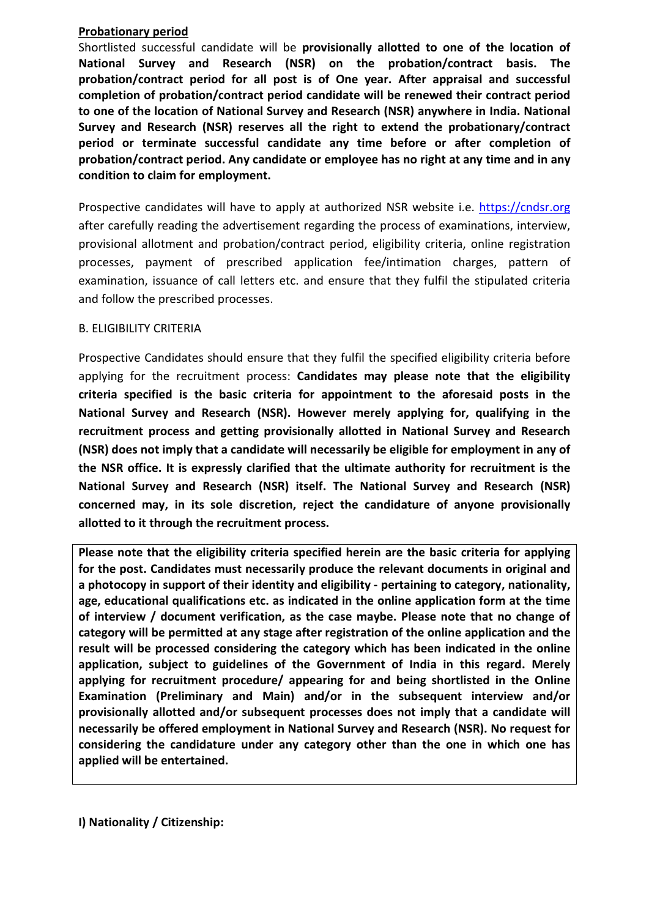**Probationary period**

Shortlisted successful candidate will be **provisionally allotted to one of the location of National Survey and Research (NSR) on the probation/contract basis. The probation/contract period for all post is of One year. After appraisal and successful completion of probation/contract period candidate will be renewed their contract period to one of the location of National Survey and Research (NSR) anywhere in India. National Survey and Research (NSR) reserves all the right to extend the probationary/contract period or terminate successful candidate any time before or after completion of probation/contract period. Any candidate or employee has no right at any time and in any condition to claim for employment.**

Prospective candidates will have to apply at authorized NSR website i.e. https://cndsr.org after carefully reading the advertisement regarding the process of examinations, interview, provisional allotment and probation/contract period, eligibility criteria, online registration processes, payment of prescribed application fee/intimation charges, pattern of examination, issuance of call letters etc. and ensure that they fulfil the stipulated criteria and follow the prescribed processes.

B. ELIGIBILITY CRITERIA

Prospective Candidates should ensure that they fulfil the specified eligibility criteria before applying for the recruitment process: **Candidates may please note that the eligibility criteria specified is the basic criteria for appointment to the aforesaid posts in the National Survey and Research (NSR). However merely applying for, qualifying in the recruitment process and getting provisionally allotted in National Survey and Research (NSR) does not imply that a candidate will necessarily be eligible for employment in any of the NSR office. It is expressly clarified that the ultimate authority for recruitment is the National Survey and Research (NSR) itself. The National Survey and Research (NSR) concerned may, in its sole discretion, reject the candidature of anyone provisionally allotted to it through the recruitment process.**

**Please note that the eligibility criteria specified herein are the basic criteria for applying for the post. Candidates must necessarily produce the relevant documents in original and a photocopy in support of their identity and eligibility - pertaining to category, nationality, age, educational qualifications etc. as indicated in the online application form at the time of interview / document verification, as the case maybe. Please note that no change of category will be permitted at any stage after registration of the online application and the result will be processed considering the category which has been indicated in the online application, subject to guidelines of the Government of India in this regard. Merely applying for recruitment procedure/ appearing for and being shortlisted in the Online Examination (Preliminary and Main) and/or in the subsequent interview and/or provisionally allotted and/or subsequent processes does not imply that a candidate will necessarily be offered employment in National Survey and Research (NSR). No request for considering the candidature under any category other than the one in which one has applied will be entertained.**

**I) Nationality / Citizenship:**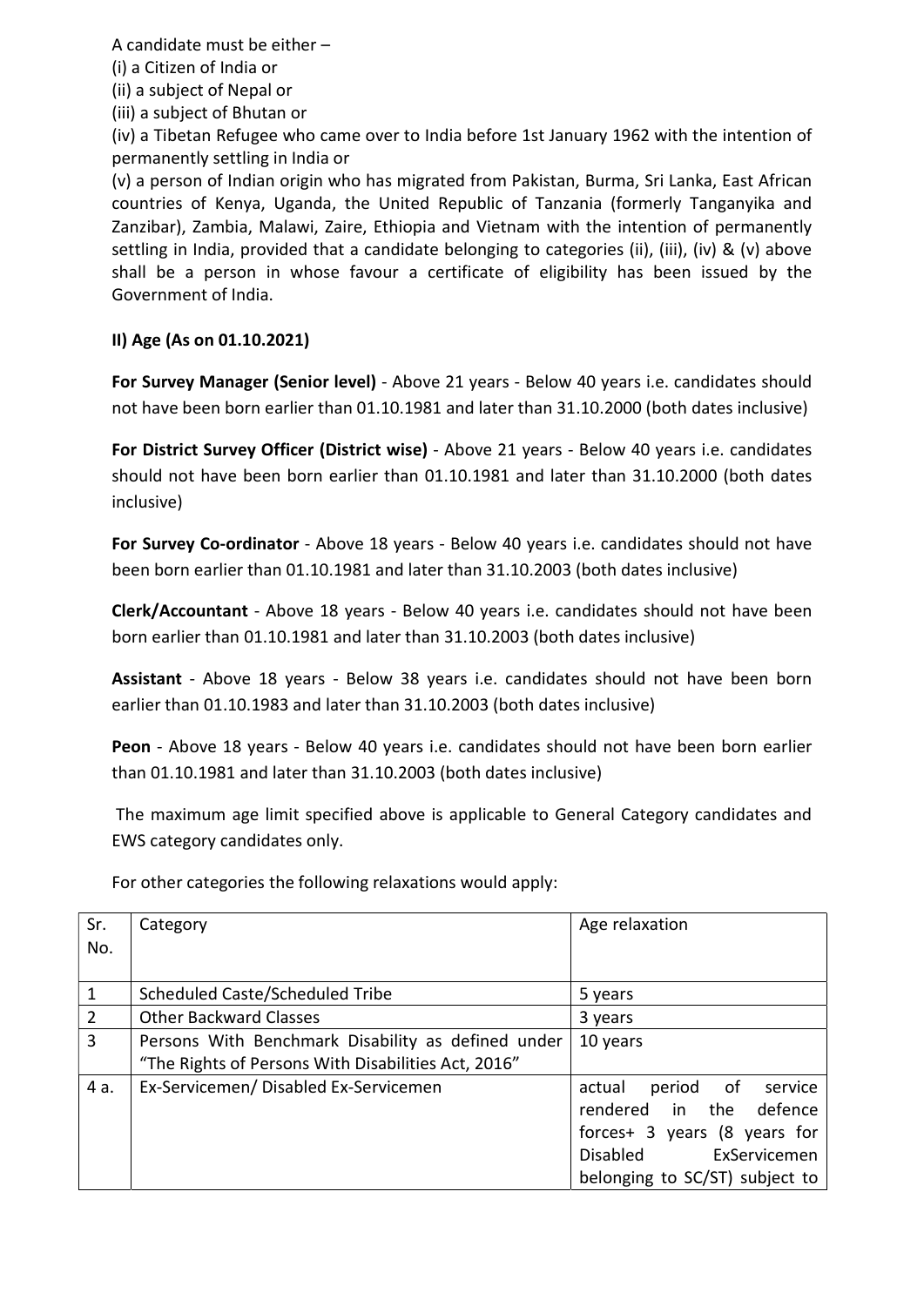A candidate must be either –

(i) a Citizen of India or

(ii) a subject of Nepal or

(iii) a subject of Bhutan or

(iv) a Tibetan Refugee who came over to India before 1st January 1962 with the intention of permanently settling in India or

(v) a person of Indian origin who has migrated from Pakistan, Burma, Sri Lanka, East African countries of Kenya, Uganda, the United Republic of Tanzania (formerly Tanganyika and Zanzibar), Zambia, Malawi, Zaire, Ethiopia and Vietnam with the intention of permanently settling in India, provided that a candidate belonging to categories (ii), (iii), (iv) & (v) above shall be a person in whose favour a certificate of eligibility has been issued by the Government of India.

**II) Age (As on 01.10.2021)**

**For Survey Manager (Senior level)** - Above 21 years - Below 40 years i.e. candidates should not have been born earlier than 01.10.1981 and later than 31.10.2000 (both dates inclusive)

**For District Survey Officer (District wise)** - Above 21 years - Below 40 years i.e. candidates should not have been born earlier than 01.10.1981 and later than 31.10.2000 (both dates inclusive)

**For Survey Co-ordinator** - Above 18 years - Below 40 years i.e. candidates should not have been born earlier than 01.10.1981 and later than 31.10.2003 (both dates inclusive)

**Clerk/Accountant** - Above 18 years - Below 40 years i.e. candidates should not have been born earlier than 01.10.1981 and later than 31.10.2003 (both dates inclusive)

**Assistant** - Above 18 years - Below 38 years i.e. candidates should not have been born earlier than 01.10.1983 and later than 31.10.2003 (both dates inclusive)

**Peon** - Above 18 years - Below 40 years i.e. candidates should not have been born earlier than 01.10.1981 and later than 31.10.2003 (both dates inclusive)

The maximum age limit specified above is applicable to General Category candidates and EWS category candidates only.

For other categories the following relaxations would apply:

| Sr. No. | Category | Age relaxation |
|---|---|---|
| 1 | Scheduled Caste/Scheduled Tribe | 5 years |
| 2 | Other Backward Classes | 3 years |
| 3 | Persons With Benchmark Disability as defined under "The Rights of Persons With Disabilities Act, 2016" | 10 years |
| 4 a. | Ex-Servicemen/ Disabled Ex-Servicemen | actual period of service rendered in the defence forces+ 3 years (8 years for Disabled ExServicemen belonging to SC/ST) subject to |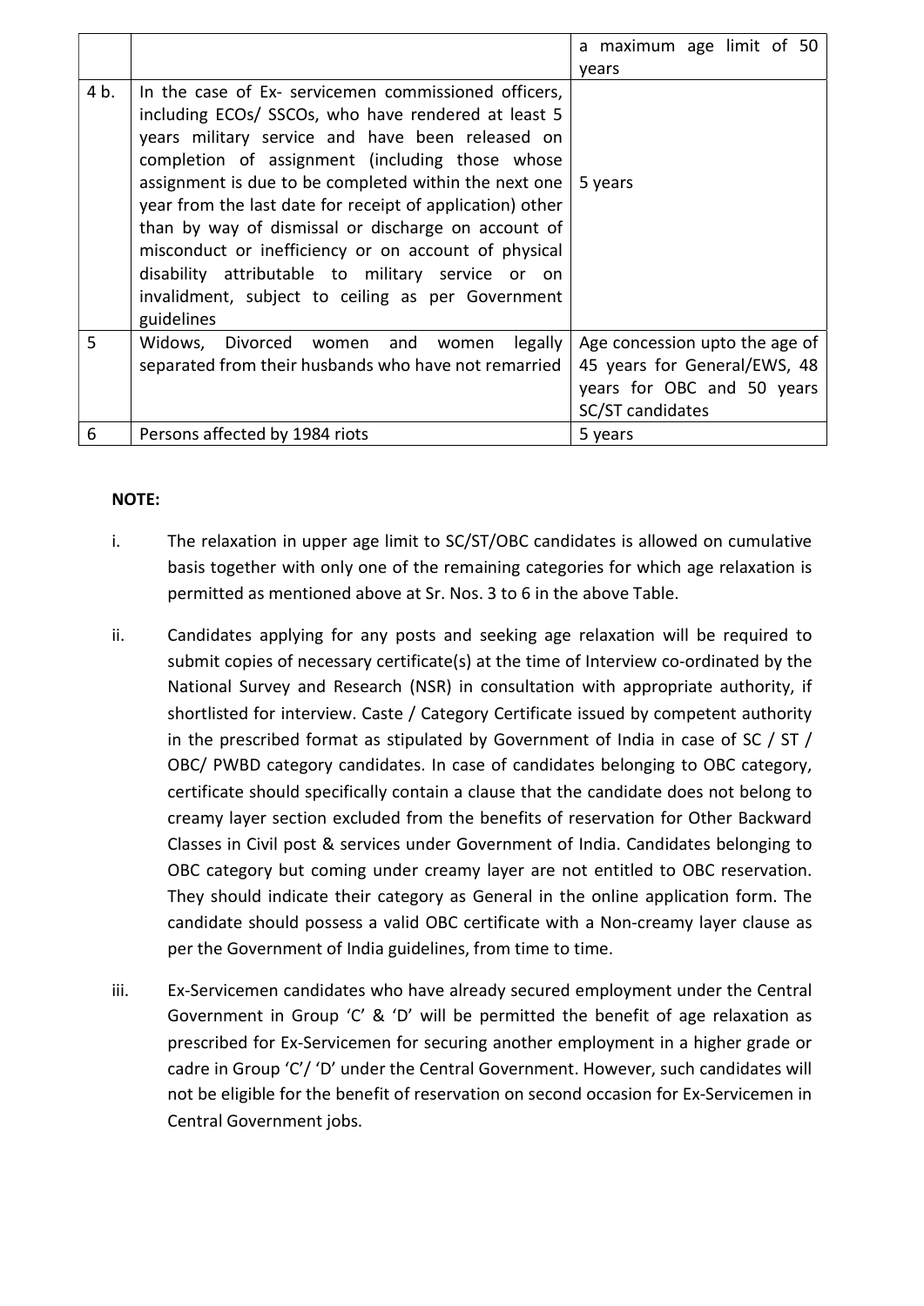| | | |
|---|---|---|
| | | a maximum age limit of 50 years |
| 4 b. | In the case of Ex- servicemen commissioned officers, including ECOs/ SSCOs, who have rendered at least 5 years military service and have been released on completion of assignment (including those whose assignment is due to be completed within the next one year from the last date for receipt of application) other than by way of dismissal or discharge on account of misconduct or inefficiency or on account of physical disability attributable to military service or on invalidment, subject to ceiling as per Government guidelines | 5 years |
| 5 | Widows, Divorced women and women legally separated from their husbands who have not remarried | Age concession upto the age of 45 years for General/EWS, 48 years for OBC and 50 years SC/ST candidates |
| 6 | Persons affected by 1984 riots | 5 years |

**NOTE:**

i. The relaxation in upper age limit to SC/ST/OBC candidates is allowed on cumulative basis together with only one of the remaining categories for which age relaxation is permitted as mentioned above at Sr. Nos. 3 to 6 in the above Table.

ii. Candidates applying for any posts and seeking age relaxation will be required to submit copies of necessary certificate(s) at the time of Interview co-ordinated by the National Survey and Research (NSR) in consultation with appropriate authority, if shortlisted for interview. Caste / Category Certificate issued by competent authority in the prescribed format as stipulated by Government of India in case of SC / ST / OBC/ PWBD category candidates. In case of candidates belonging to OBC category, certificate should specifically contain a clause that the candidate does not belong to creamy layer section excluded from the benefits of reservation for Other Backward Classes in Civil post & services under Government of India. Candidates belonging to OBC category but coming under creamy layer are not entitled to OBC reservation. They should indicate their category as General in the online application form. The candidate should possess a valid OBC certificate with a Non-creamy layer clause as per the Government of India guidelines, from time to time.

iii. Ex-Servicemen candidates who have already secured employment under the Central Government in Group 'C' & 'D' will be permitted the benefit of age relaxation as prescribed for Ex-Servicemen for securing another employment in a higher grade or cadre in Group 'C'/ 'D' under the Central Government. However, such candidates will not be eligible for the benefit of reservation on second occasion for Ex-Servicemen in Central Government jobs.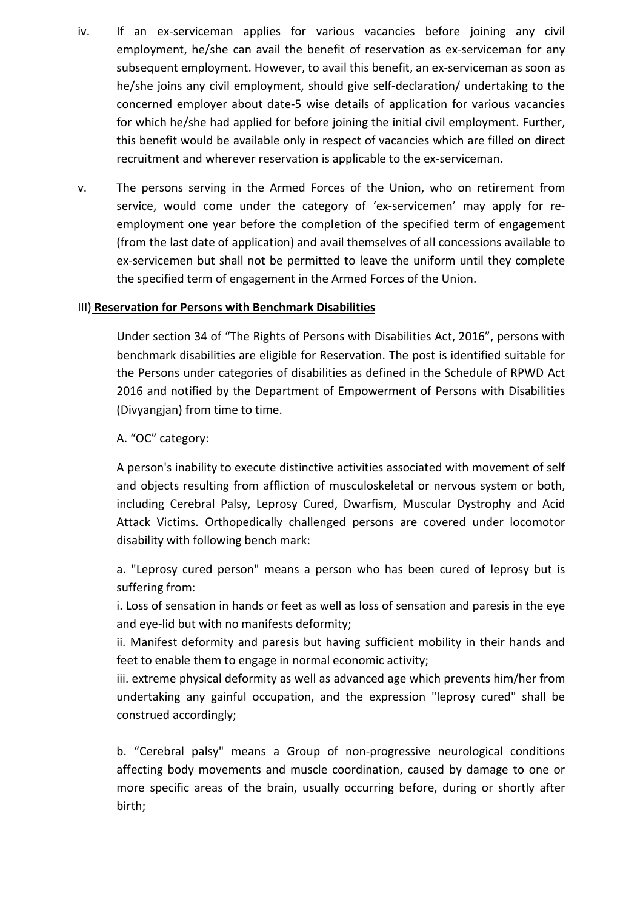iv. If an ex-serviceman applies for various vacancies before joining any civil employment, he/she can avail the benefit of reservation as ex-serviceman for any subsequent employment. However, to avail this benefit, an ex-serviceman as soon as he/she joins any civil employment, should give self-declaration/ undertaking to the concerned employer about date-5 wise details of application for various vacancies for which he/she had applied for before joining the initial civil employment. Further, this benefit would be available only in respect of vacancies which are filled on direct recruitment and wherever reservation is applicable to the ex-serviceman.

v. The persons serving in the Armed Forces of the Union, who on retirement from service, would come under the category of 'ex-servicemen' may apply for re-employment one year before the completion of the specified term of engagement (from the last date of application) and avail themselves of all concessions available to ex-servicemen but shall not be permitted to leave the uniform until they complete the specified term of engagement in the Armed Forces of the Union.

III) **Reservation for Persons with Benchmark Disabilities**

Under section 34 of "The Rights of Persons with Disabilities Act, 2016", persons with benchmark disabilities are eligible for Reservation. The post is identified suitable for the Persons under categories of disabilities as defined in the Schedule of RPWD Act 2016 and notified by the Department of Empowerment of Persons with Disabilities (Divyangjan) from time to time.

A. "OC" category:

A person's inability to execute distinctive activities associated with movement of self and objects resulting from affliction of musculoskeletal or nervous system or both, including Cerebral Palsy, Leprosy Cured, Dwarfism, Muscular Dystrophy and Acid Attack Victims. Orthopedically challenged persons are covered under locomotor disability with following bench mark:

a. "Leprosy cured person" means a person who has been cured of leprosy but is suffering from:
i. Loss of sensation in hands or feet as well as loss of sensation and paresis in the eye and eye-lid but with no manifests deformity;
ii. Manifest deformity and paresis but having sufficient mobility in their hands and feet to enable them to engage in normal economic activity;
iii. extreme physical deformity as well as advanced age which prevents him/her from undertaking any gainful occupation, and the expression "leprosy cured" shall be construed accordingly;

b. "Cerebral palsy" means a Group of non-progressive neurological conditions affecting body movements and muscle coordination, caused by damage to one or more specific areas of the brain, usually occurring before, during or shortly after birth;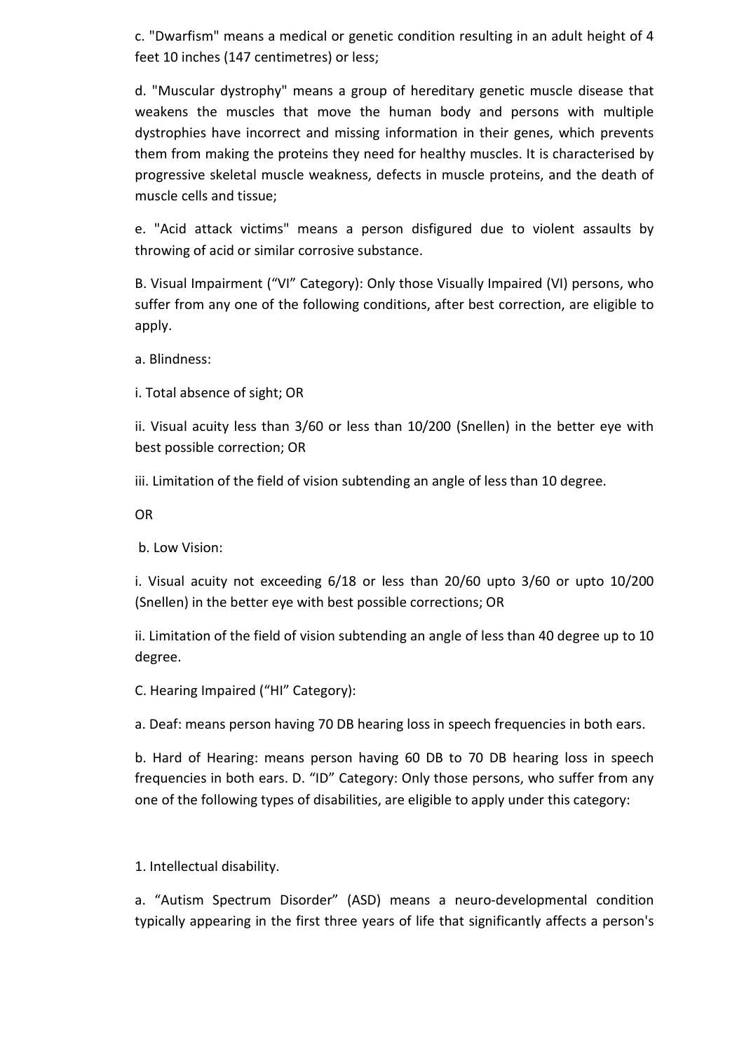c. "Dwarfism" means a medical or genetic condition resulting in an adult height of 4 feet 10 inches (147 centimetres) or less;

d. "Muscular dystrophy" means a group of hereditary genetic muscle disease that weakens the muscles that move the human body and persons with multiple dystrophies have incorrect and missing information in their genes, which prevents them from making the proteins they need for healthy muscles. It is characterised by progressive skeletal muscle weakness, defects in muscle proteins, and the death of muscle cells and tissue;

e. "Acid attack victims" means a person disfigured due to violent assaults by throwing of acid or similar corrosive substance.

B. Visual Impairment ("VI" Category): Only those Visually Impaired (VI) persons, who suffer from any one of the following conditions, after best correction, are eligible to apply.

a. Blindness:

i. Total absence of sight; OR

ii. Visual acuity less than 3/60 or less than 10/200 (Snellen) in the better eye with best possible correction; OR

iii. Limitation of the field of vision subtending an angle of less than 10 degree.

OR

b. Low Vision:

i. Visual acuity not exceeding 6/18 or less than 20/60 upto 3/60 or upto 10/200 (Snellen) in the better eye with best possible corrections; OR

ii. Limitation of the field of vision subtending an angle of less than 40 degree up to 10 degree.

C. Hearing Impaired ("HI" Category):

a. Deaf: means person having 70 DB hearing loss in speech frequencies in both ears.

b. Hard of Hearing: means person having 60 DB to 70 DB hearing loss in speech frequencies in both ears. D. "ID" Category: Only those persons, who suffer from any one of the following types of disabilities, are eligible to apply under this category:

1. Intellectual disability.

a. "Autism Spectrum Disorder" (ASD) means a neuro-developmental condition typically appearing in the first three years of life that significantly affects a person's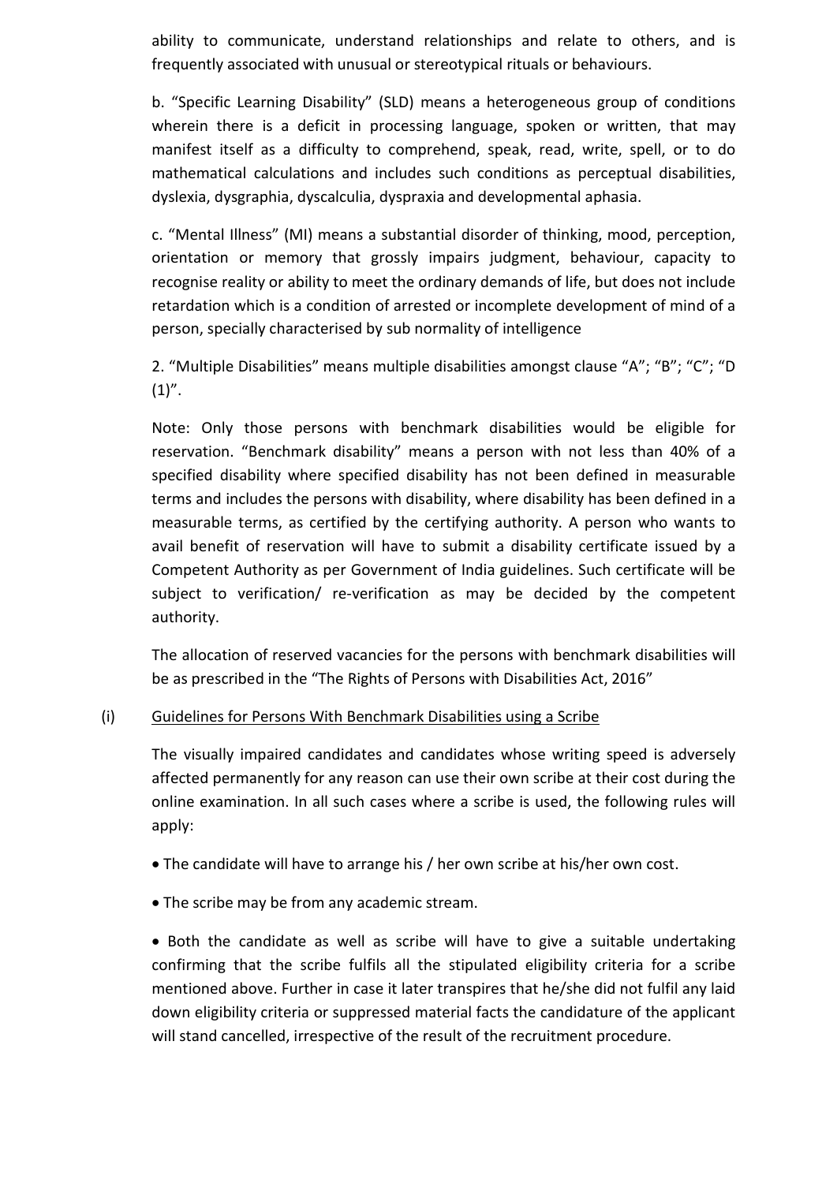ability to communicate, understand relationships and relate to others, and is frequently associated with unusual or stereotypical rituals or behaviours.

b. "Specific Learning Disability" (SLD) means a heterogeneous group of conditions wherein there is a deficit in processing language, spoken or written, that may manifest itself as a difficulty to comprehend, speak, read, write, spell, or to do mathematical calculations and includes such conditions as perceptual disabilities, dyslexia, dysgraphia, dyscalculia, dyspraxia and developmental aphasia.

c. "Mental Illness" (MI) means a substantial disorder of thinking, mood, perception, orientation or memory that grossly impairs judgment, behaviour, capacity to recognise reality or ability to meet the ordinary demands of life, but does not include retardation which is a condition of arrested or incomplete development of mind of a person, specially characterised by sub normality of intelligence

2. "Multiple Disabilities" means multiple disabilities amongst clause "A"; "B"; "C"; "D (1)".

Note: Only those persons with benchmark disabilities would be eligible for reservation. "Benchmark disability" means a person with not less than 40% of a specified disability where specified disability has not been defined in measurable terms and includes the persons with disability, where disability has been defined in a measurable terms, as certified by the certifying authority. A person who wants to avail benefit of reservation will have to submit a disability certificate issued by a Competent Authority as per Government of India guidelines. Such certificate will be subject to verification/ re-verification as may be decided by the competent authority.

The allocation of reserved vacancies for the persons with benchmark disabilities will be as prescribed in the "The Rights of Persons with Disabilities Act, 2016"

(i) <u>Guidelines for Persons With Benchmark Disabilities using a Scribe</u>

The visually impaired candidates and candidates whose writing speed is adversely affected permanently for any reason can use their own scribe at their cost during the online examination. In all such cases where a scribe is used, the following rules will apply:

- The candidate will have to arrange his / her own scribe at his/her own cost.
- The scribe may be from any academic stream.
- Both the candidate as well as scribe will have to give a suitable undertaking confirming that the scribe fulfils all the stipulated eligibility criteria for a scribe mentioned above. Further in case it later transpires that he/she did not fulfil any laid down eligibility criteria or suppressed material facts the candidature of the applicant will stand cancelled, irrespective of the result of the recruitment procedure.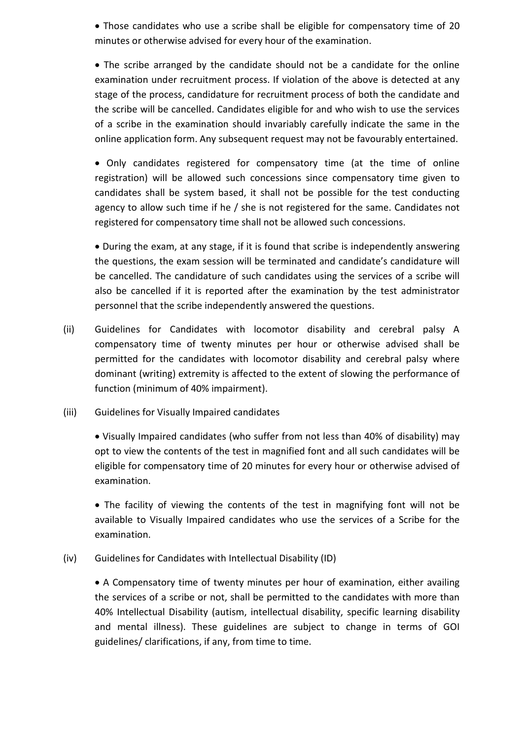- Those candidates who use a scribe shall be eligible for compensatory time of 20 minutes or otherwise advised for every hour of the examination.

- The scribe arranged by the candidate should not be a candidate for the online examination under recruitment process. If violation of the above is detected at any stage of the process, candidature for recruitment process of both the candidate and the scribe will be cancelled. Candidates eligible for and who wish to use the services of a scribe in the examination should invariably carefully indicate the same in the online application form. Any subsequent request may not be favourably entertained.

- Only candidates registered for compensatory time (at the time of online registration) will be allowed such concessions since compensatory time given to candidates shall be system based, it shall not be possible for the test conducting agency to allow such time if he / she is not registered for the same. Candidates not registered for compensatory time shall not be allowed such concessions.

- During the exam, at any stage, if it is found that scribe is independently answering the questions, the exam session will be terminated and candidate's candidature will be cancelled. The candidature of such candidates using the services of a scribe will also be cancelled if it is reported after the examination by the test administrator personnel that the scribe independently answered the questions.

(ii) Guidelines for Candidates with locomotor disability and cerebral palsy A compensatory time of twenty minutes per hour or otherwise advised shall be permitted for the candidates with locomotor disability and cerebral palsy where dominant (writing) extremity is affected to the extent of slowing the performance of function (minimum of 40% impairment).

(iii) Guidelines for Visually Impaired candidates

- Visually Impaired candidates (who suffer from not less than 40% of disability) may opt to view the contents of the test in magnified font and all such candidates will be eligible for compensatory time of 20 minutes for every hour or otherwise advised of examination.

- The facility of viewing the contents of the test in magnifying font will not be available to Visually Impaired candidates who use the services of a Scribe for the examination.

(iv) Guidelines for Candidates with Intellectual Disability (ID)

- A Compensatory time of twenty minutes per hour of examination, either availing the services of a scribe or not, shall be permitted to the candidates with more than 40% Intellectual Disability (autism, intellectual disability, specific learning disability and mental illness). These guidelines are subject to change in terms of GOI guidelines/ clarifications, if any, from time to time.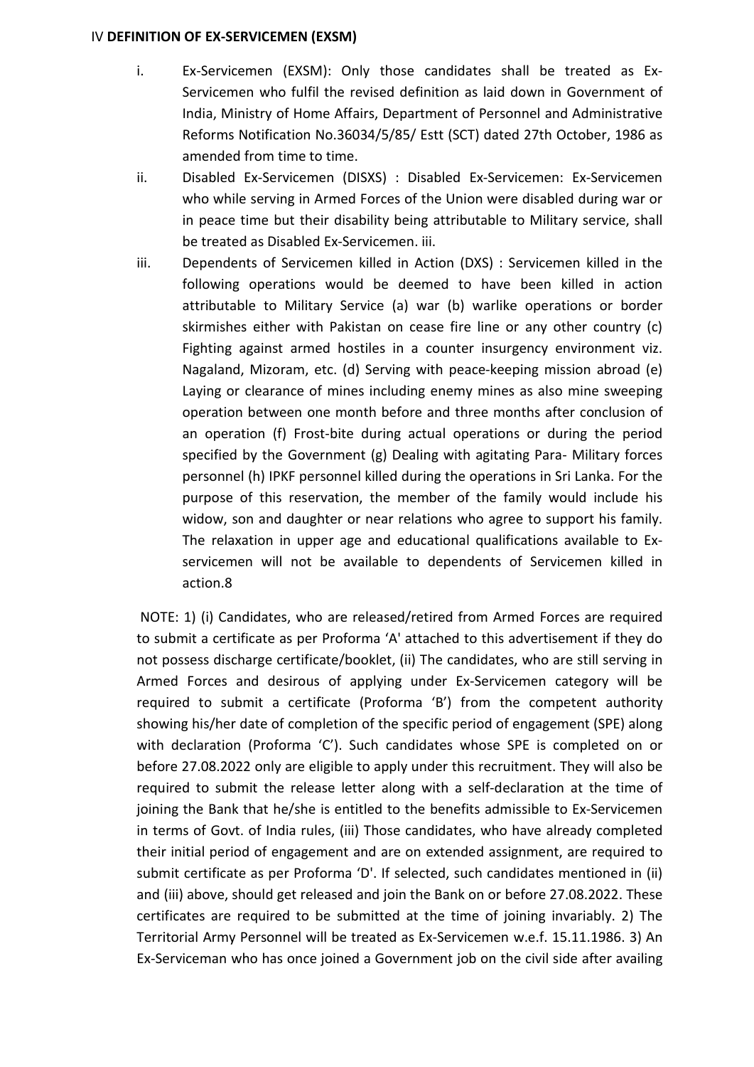## IV **DEFINITION OF EX-SERVICEMEN (EXSM)**

i. Ex-Servicemen (EXSM): Only those candidates shall be treated as Ex-Servicemen who fulfil the revised definition as laid down in Government of India, Ministry of Home Affairs, Department of Personnel and Administrative Reforms Notification No.36034/5/85/ Estt (SCT) dated 27th October, 1986 as amended from time to time.

ii. Disabled Ex-Servicemen (DISXS) : Disabled Ex-Servicemen: Ex-Servicemen who while serving in Armed Forces of the Union were disabled during war or in peace time but their disability being attributable to Military service, shall be treated as Disabled Ex-Servicemen. iii.

iii. Dependents of Servicemen killed in Action (DXS) : Servicemen killed in the following operations would be deemed to have been killed in action attributable to Military Service (a) war (b) warlike operations or border skirmishes either with Pakistan on cease fire line or any other country (c) Fighting against armed hostiles in a counter insurgency environment viz. Nagaland, Mizoram, etc. (d) Serving with peace-keeping mission abroad (e) Laying or clearance of mines including enemy mines as also mine sweeping operation between one month before and three months after conclusion of an operation (f) Frost-bite during actual operations or during the period specified by the Government (g) Dealing with agitating Para- Military forces personnel (h) IPKF personnel killed during the operations in Sri Lanka. For the purpose of this reservation, the member of the family would include his widow, son and daughter or near relations who agree to support his family. The relaxation in upper age and educational qualifications available to Ex-servicemen will not be available to dependents of Servicemen killed in action.8

NOTE: 1) (i) Candidates, who are released/retired from Armed Forces are required to submit a certificate as per Proforma 'A' attached to this advertisement if they do not possess discharge certificate/booklet, (ii) The candidates, who are still serving in Armed Forces and desirous of applying under Ex-Servicemen category will be required to submit a certificate (Proforma 'B') from the competent authority showing his/her date of completion of the specific period of engagement (SPE) along with declaration (Proforma 'C'). Such candidates whose SPE is completed on or before 27.08.2022 only are eligible to apply under this recruitment. They will also be required to submit the release letter along with a self-declaration at the time of joining the Bank that he/she is entitled to the benefits admissible to Ex-Servicemen in terms of Govt. of India rules, (iii) Those candidates, who have already completed their initial period of engagement and are on extended assignment, are required to submit certificate as per Proforma 'D'. If selected, such candidates mentioned in (ii) and (iii) above, should get released and join the Bank on or before 27.08.2022. These certificates are required to be submitted at the time of joining invariably. 2) The Territorial Army Personnel will be treated as Ex-Servicemen w.e.f. 15.11.1986. 3) An Ex-Serviceman who has once joined a Government job on the civil side after availing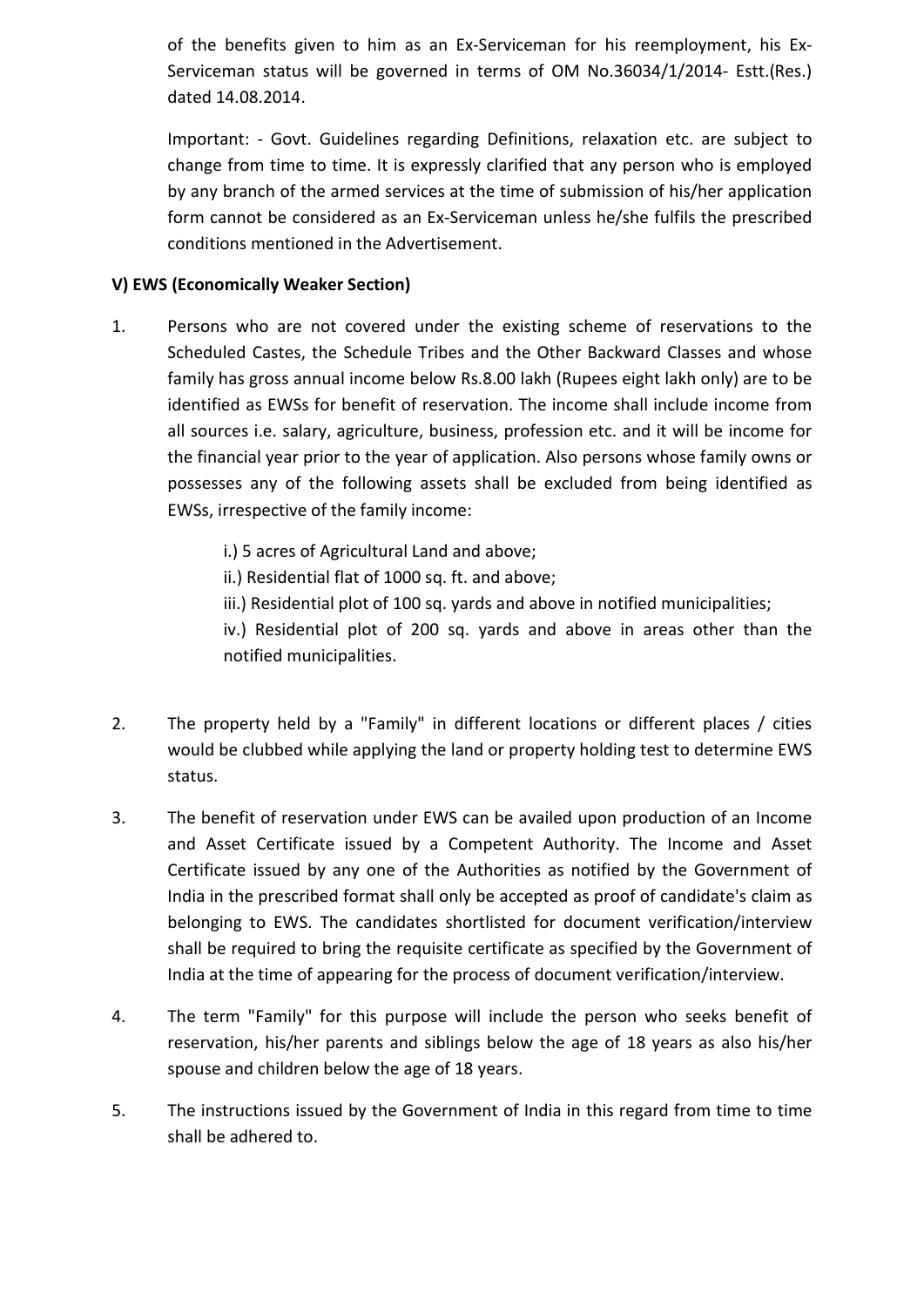of the benefits given to him as an Ex-Serviceman for his reemployment, his Ex-Serviceman status will be governed in terms of OM No.36034/1/2014- Estt.(Res.) dated 14.08.2014.

Important: - Govt. Guidelines regarding Definitions, relaxation etc. are subject to change from time to time. It is expressly clarified that any person who is employed by any branch of the armed services at the time of submission of his/her application form cannot be considered as an Ex-Serviceman unless he/she fulfils the prescribed conditions mentioned in the Advertisement.

**V) EWS (Economically Weaker Section)**

1. Persons who are not covered under the existing scheme of reservations to the Scheduled Castes, the Schedule Tribes and the Other Backward Classes and whose family has gross annual income below Rs.8.00 lakh (Rupees eight lakh only) are to be identified as EWSs for benefit of reservation. The income shall include income from all sources i.e. salary, agriculture, business, profession etc. and it will be income for the financial year prior to the year of application. Also persons whose family owns or possesses any of the following assets shall be excluded from being identified as EWSs, irrespective of the family income:

    i.) 5 acres of Agricultural Land and above;
    ii.) Residential flat of 1000 sq. ft. and above;
    iii.) Residential plot of 100 sq. yards and above in notified municipalities;
    iv.) Residential plot of 200 sq. yards and above in areas other than the notified municipalities.

2. The property held by a "Family" in different locations or different places / cities would be clubbed while applying the land or property holding test to determine EWS status.

3. The benefit of reservation under EWS can be availed upon production of an Income and Asset Certificate issued by a Competent Authority. The Income and Asset Certificate issued by any one of the Authorities as notified by the Government of India in the prescribed format shall only be accepted as proof of candidate's claim as belonging to EWS. The candidates shortlisted for document verification/interview shall be required to bring the requisite certificate as specified by the Government of India at the time of appearing for the process of document verification/interview.

4. The term "Family" for this purpose will include the person who seeks benefit of reservation, his/her parents and siblings below the age of 18 years as also his/her spouse and children below the age of 18 years.

5. The instructions issued by the Government of India in this regard from time to time shall be adhered to.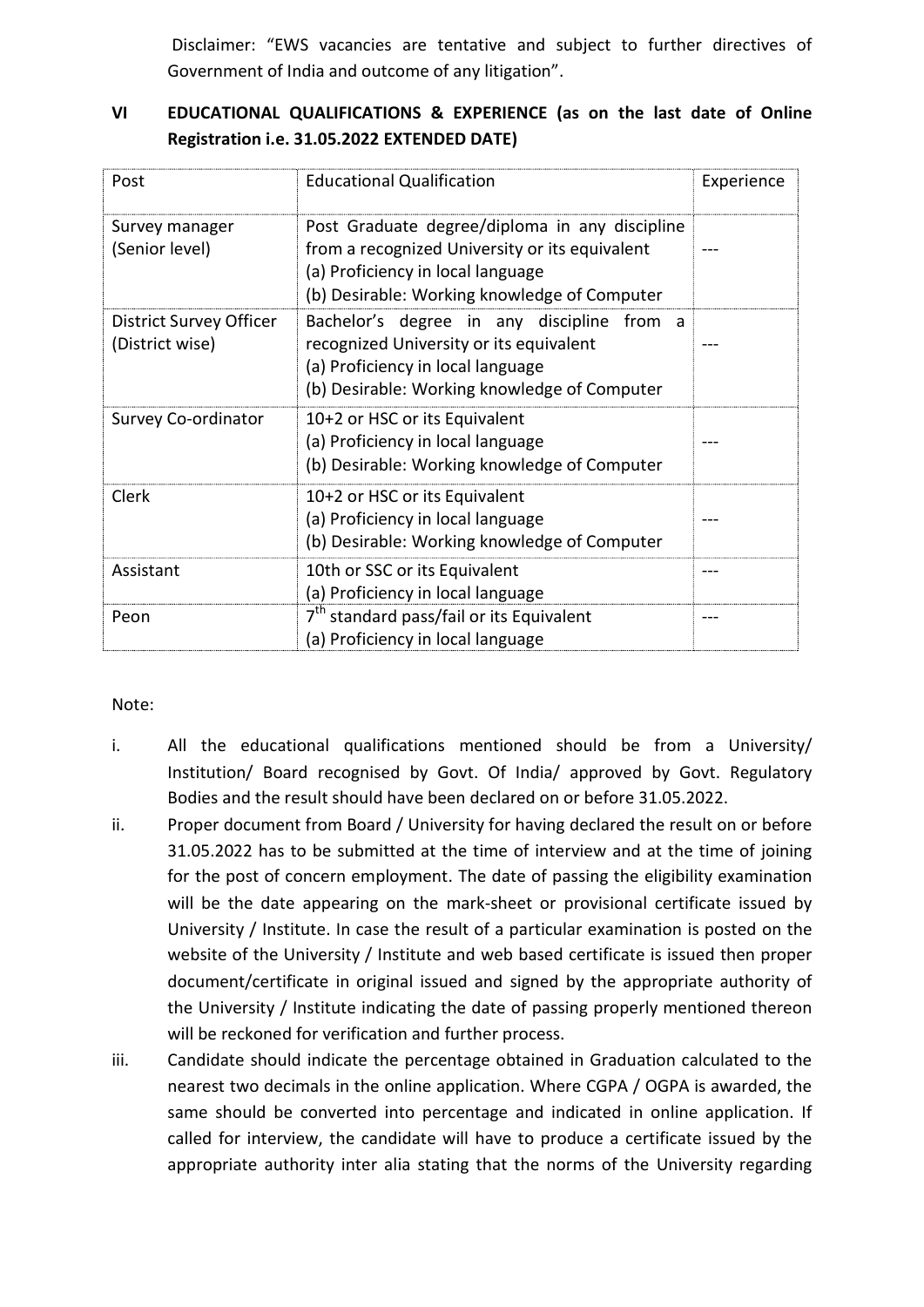Disclaimer: "EWS vacancies are tentative and subject to further directives of Government of India and outcome of any litigation".

## VI EDUCATIONAL QUALIFICATIONS & EXPERIENCE (as on the last date of Online Registration i.e. 31.05.2022 EXTENDED DATE)

| Post | Educational Qualification | Experience |
|---|---|---|
| Survey manager (Senior level) | Post Graduate degree/diploma in any discipline from a recognized University or its equivalent<br>(a) Proficiency in local language<br>(b) Desirable: Working knowledge of Computer | --- |
| District Survey Officer (District wise) | Bachelor's degree in any discipline from a recognized University or its equivalent<br>(a) Proficiency in local language<br>(b) Desirable: Working knowledge of Computer | --- |
| Survey Co-ordinator | 10+2 or HSC or its Equivalent<br>(a) Proficiency in local language<br>(b) Desirable: Working knowledge of Computer | --- |
| Clerk | 10+2 or HSC or its Equivalent<br>(a) Proficiency in local language<br>(b) Desirable: Working knowledge of Computer | --- |
| Assistant | 10th or SSC or its Equivalent<br>(a) Proficiency in local language | --- |
| Peon | 7th standard pass/fail or its Equivalent<br>(a) Proficiency in local language | --- |

Note:

i. All the educational qualifications mentioned should be from a University/ Institution/ Board recognised by Govt. Of India/ approved by Govt. Regulatory Bodies and the result should have been declared on or before 31.05.2022.

ii. Proper document from Board / University for having declared the result on or before 31.05.2022 has to be submitted at the time of interview and at the time of joining for the post of concern employment. The date of passing the eligibility examination will be the date appearing on the mark-sheet or provisional certificate issued by University / Institute. In case the result of a particular examination is posted on the website of the University / Institute and web based certificate is issued then proper document/certificate in original issued and signed by the appropriate authority of the University / Institute indicating the date of passing properly mentioned thereon will be reckoned for verification and further process.

iii. Candidate should indicate the percentage obtained in Graduation calculated to the nearest two decimals in the online application. Where CGPA / OGPA is awarded, the same should be converted into percentage and indicated in online application. If called for interview, the candidate will have to produce a certificate issued by the appropriate authority inter alia stating that the norms of the University regarding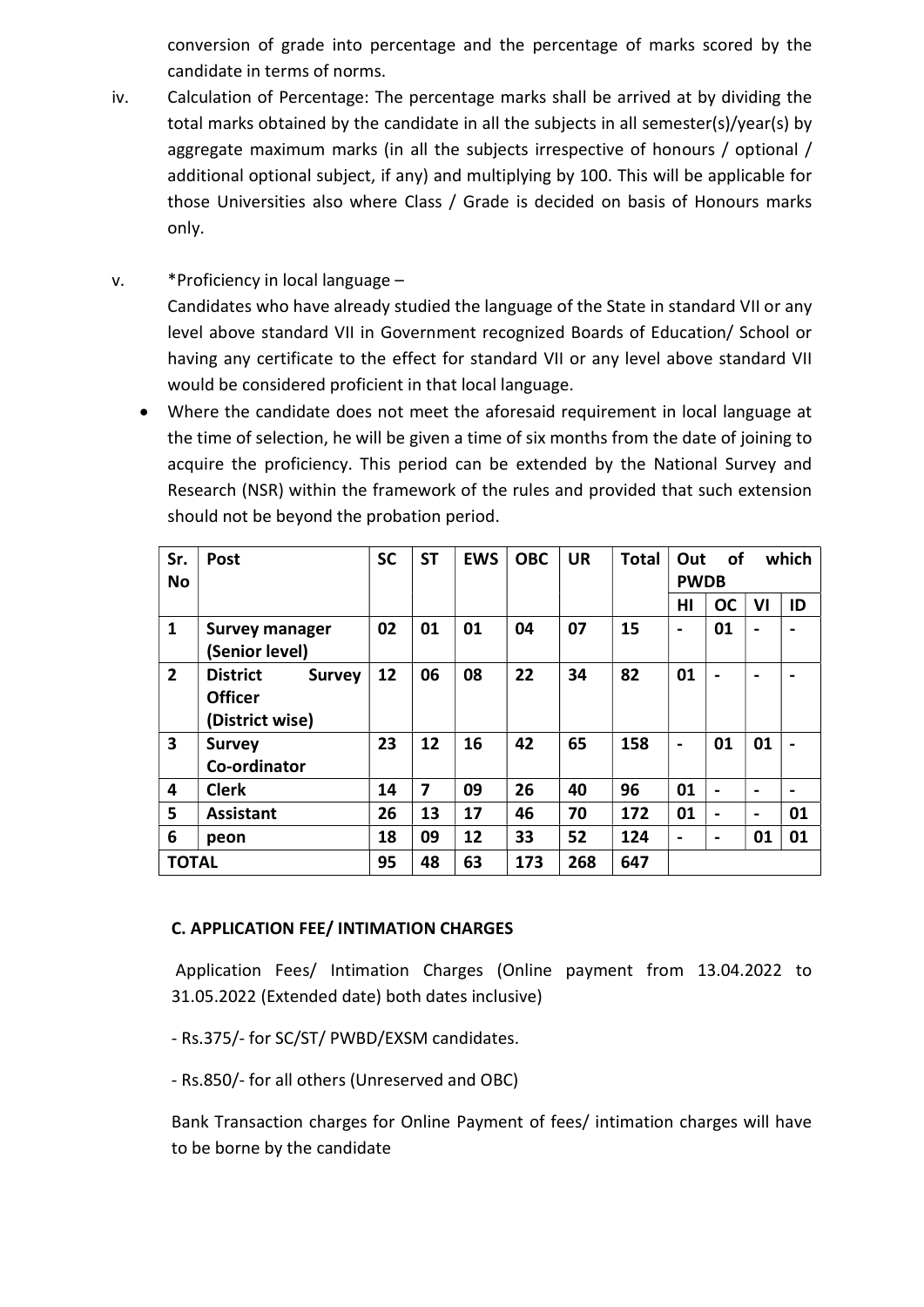conversion of grade into percentage and the percentage of marks scored by the candidate in terms of norms.

iv. Calculation of Percentage: The percentage marks shall be arrived at by dividing the total marks obtained by the candidate in all the subjects in all semester(s)/year(s) by aggregate maximum marks (in all the subjects irrespective of honours / optional / additional optional subject, if any) and multiplying by 100. This will be applicable for those Universities also where Class / Grade is decided on basis of Honours marks only.

v. *Proficiency in local language –

Candidates who have already studied the language of the State in standard VII or any level above standard VII in Government recognized Boards of Education/ School or having any certificate to the effect for standard VII or any level above standard VII would be considered proficient in that local language.

- Where the candidate does not meet the aforesaid requirement in local language at the time of selection, he will be given a time of six months from the date of joining to acquire the proficiency. This period can be extended by the National Survey and Research (NSR) within the framework of the rules and provided that such extension should not be beyond the probation period.

| Sr. No | Post | SC | ST | EWS | OBC | UR | Total | Out of which PWDB | | | |
|---|---|---|---|---|---|---|---|---|---|---|---|
| | | | | | | | | HI | OC | VI | ID |
| 1 | **Survey manager (Senior level)** | 02 | 01 | 01 | 04 | 07 | 15 | - | 01 | - | - |
| 2 | **District Survey Officer (District wise)** | 12 | 06 | 08 | 22 | 34 | 82 | 01 | - | - | - |
| 3 | **Survey Co-ordinator** | 23 | 12 | 16 | 42 | 65 | 158 | - | 01 | 01 | - |
| 4 | **Clerk** | 14 | 7 | 09 | 26 | 40 | 96 | 01 | - | - | - |
| 5 | **Assistant** | 26 | 13 | 17 | 46 | 70 | 172 | 01 | - | - | 01 |
| 6 | **peon** | 18 | 09 | 12 | 33 | 52 | 124 | - | - | 01 | 01 |
| **TOTAL** | | 95 | 48 | 63 | 173 | 268 | 647 | | | | |

### C. APPLICATION FEE/ INTIMATION CHARGES

Application Fees/ Intimation Charges (Online payment from 13.04.2022 to 31.05.2022 (Extended date) both dates inclusive)

- Rs.375/- for SC/ST/ PWBD/EXSM candidates.

- Rs.850/- for all others (Unreserved and OBC)

Bank Transaction charges for Online Payment of fees/ intimation charges will have to be borne by the candidate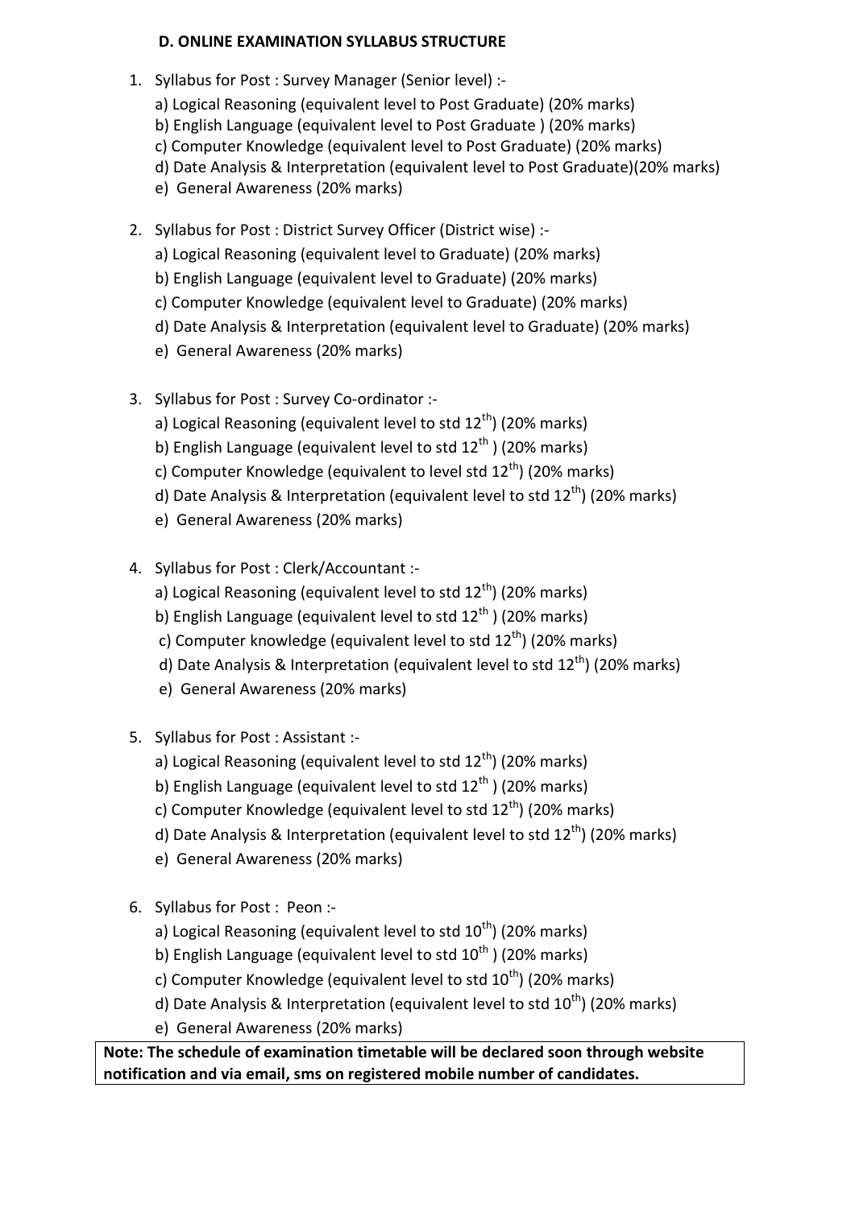### D. ONLINE EXAMINATION SYLLABUS STRUCTURE

1. Syllabus for Post : Survey Manager (Senior level) :-
   a) Logical Reasoning (equivalent level to Post Graduate) (20% marks)
   b) English Language (equivalent level to Post Graduate ) (20% marks)
   c) Computer Knowledge (equivalent level to Post Graduate) (20% marks)
   d) Date Analysis & Interpretation (equivalent level to Post Graduate)(20% marks)
   e) General Awareness (20% marks)

2. Syllabus for Post : District Survey Officer (District wise) :-
   a) Logical Reasoning (equivalent level to Graduate) (20% marks)
   b) English Language (equivalent level to Graduate) (20% marks)
   c) Computer Knowledge (equivalent level to Graduate) (20% marks)
   d) Date Analysis & Interpretation (equivalent level to Graduate) (20% marks)
   e) General Awareness (20% marks)

3. Syllabus for Post : Survey Co-ordinator :-
   a) Logical Reasoning (equivalent level to std 12th) (20% marks)
   b) English Language (equivalent level to std 12th ) (20% marks)
   c) Computer Knowledge (equivalent to level std 12th) (20% marks)
   d) Date Analysis & Interpretation (equivalent level to std 12th) (20% marks)
   e) General Awareness (20% marks)

4. Syllabus for Post : Clerk/Accountant :-
   a) Logical Reasoning (equivalent level to std 12th) (20% marks)
   b) English Language (equivalent level to std 12th ) (20% marks)
   c) Computer knowledge (equivalent level to std 12th) (20% marks)
   d) Date Analysis & Interpretation (equivalent level to std 12th) (20% marks)
   e) General Awareness (20% marks)

5. Syllabus for Post : Assistant :-
   a) Logical Reasoning (equivalent level to std 12th) (20% marks)
   b) English Language (equivalent level to std 12th ) (20% marks)
   c) Computer Knowledge (equivalent level to std 12th) (20% marks)
   d) Date Analysis & Interpretation (equivalent level to std 12th) (20% marks)
   e) General Awareness (20% marks)

6. Syllabus for Post : Peon :-
   a) Logical Reasoning (equivalent level to std 10th) (20% marks)
   b) English Language (equivalent level to std 10th ) (20% marks)
   c) Computer Knowledge (equivalent level to std 10th) (20% marks)
   d) Date Analysis & Interpretation (equivalent level to std 10th) (20% marks)
   e) General Awareness (20% marks)

**Note: The schedule of examination timetable will be declared soon through website notification and via email, sms on registered mobile number of candidates.**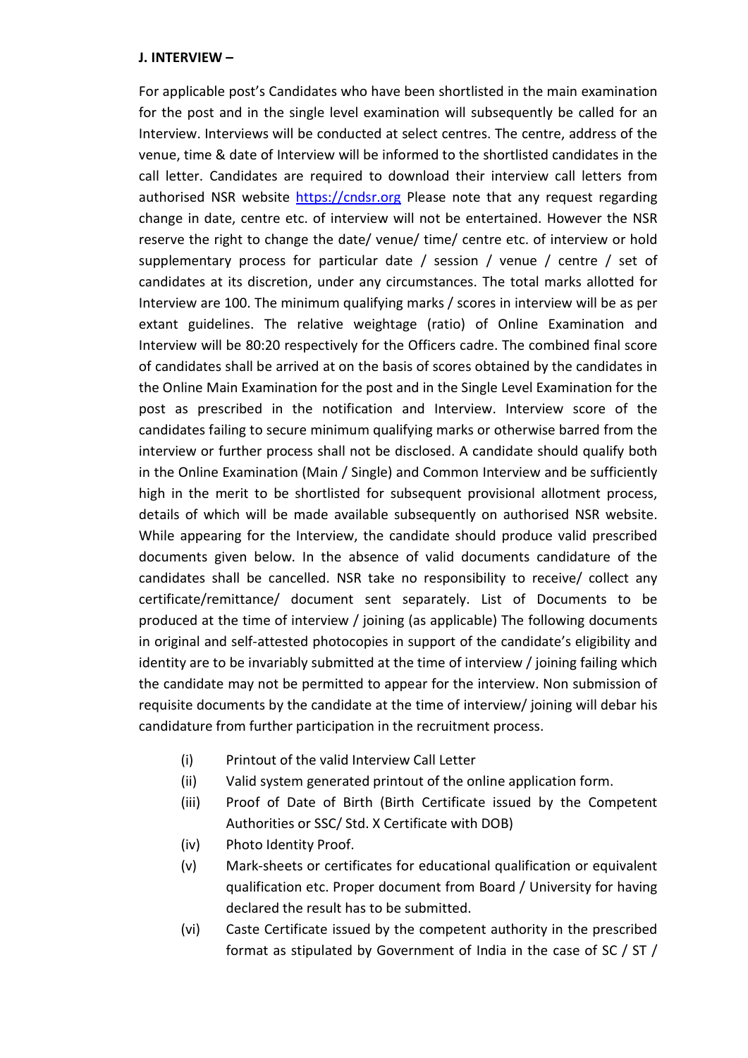**J. INTERVIEW –**

For applicable post's Candidates who have been shortlisted in the main examination for the post and in the single level examination will subsequently be called for an Interview. Interviews will be conducted at select centres. The centre, address of the venue, time & date of Interview will be informed to the shortlisted candidates in the call letter. Candidates are required to download their interview call letters from authorised NSR website [https://cndsr.org](https://cndsr.org) Please note that any request regarding change in date, centre etc. of interview will not be entertained. However the NSR reserve the right to change the date/ venue/ time/ centre etc. of interview or hold supplementary process for particular date / session / venue / centre / set of candidates at its discretion, under any circumstances. The total marks allotted for Interview are 100. The minimum qualifying marks / scores in interview will be as per extant guidelines. The relative weightage (ratio) of Online Examination and Interview will be 80:20 respectively for the Officers cadre. The combined final score of candidates shall be arrived at on the basis of scores obtained by the candidates in the Online Main Examination for the post and in the Single Level Examination for the post as prescribed in the notification and Interview. Interview score of the candidates failing to secure minimum qualifying marks or otherwise barred from the interview or further process shall not be disclosed. A candidate should qualify both in the Online Examination (Main / Single) and Common Interview and be sufficiently high in the merit to be shortlisted for subsequent provisional allotment process, details of which will be made available subsequently on authorised NSR website. While appearing for the Interview, the candidate should produce valid prescribed documents given below. In the absence of valid documents candidature of the candidates shall be cancelled. NSR take no responsibility to receive/ collect any certificate/remittance/ document sent separately. List of Documents to be produced at the time of interview / joining (as applicable) The following documents in original and self-attested photocopies in support of the candidate's eligibility and identity are to be invariably submitted at the time of interview / joining failing which the candidate may not be permitted to appear for the interview. Non submission of requisite documents by the candidate at the time of interview/ joining will debar his candidature from further participation in the recruitment process.

- (i) Printout of the valid Interview Call Letter
- (ii) Valid system generated printout of the online application form.
- (iii) Proof of Date of Birth (Birth Certificate issued by the Competent Authorities or SSC/ Std. X Certificate with DOB)
- (iv) Photo Identity Proof.
- (v) Mark-sheets or certificates for educational qualification or equivalent qualification etc. Proper document from Board / University for having declared the result has to be submitted.
- (vi) Caste Certificate issued by the competent authority in the prescribed format as stipulated by Government of India in the case of SC / ST /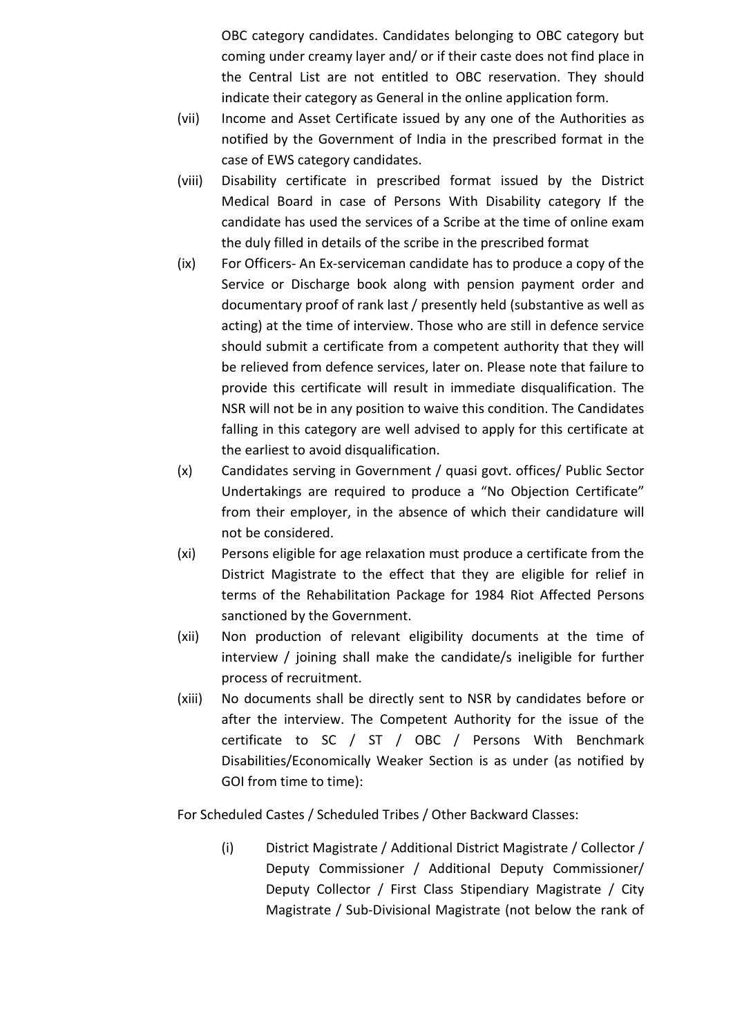OBC category candidates. Candidates belonging to OBC category but coming under creamy layer and/ or if their caste does not find place in the Central List are not entitled to OBC reservation. They should indicate their category as General in the online application form.

(vii) Income and Asset Certificate issued by any one of the Authorities as notified by the Government of India in the prescribed format in the case of EWS category candidates.

(viii) Disability certificate in prescribed format issued by the District Medical Board in case of Persons With Disability category If the candidate has used the services of a Scribe at the time of online exam the duly filled in details of the scribe in the prescribed format

(ix) For Officers- An Ex-serviceman candidate has to produce a copy of the Service or Discharge book along with pension payment order and documentary proof of rank last / presently held (substantive as well as acting) at the time of interview. Those who are still in defence service should submit a certificate from a competent authority that they will be relieved from defence services, later on. Please note that failure to provide this certificate will result in immediate disqualification. The NSR will not be in any position to waive this condition. The Candidates falling in this category are well advised to apply for this certificate at the earliest to avoid disqualification.

(x) Candidates serving in Government / quasi govt. offices/ Public Sector Undertakings are required to produce a "No Objection Certificate" from their employer, in the absence of which their candidature will not be considered.

(xi) Persons eligible for age relaxation must produce a certificate from the District Magistrate to the effect that they are eligible for relief in terms of the Rehabilitation Package for 1984 Riot Affected Persons sanctioned by the Government.

(xii) Non production of relevant eligibility documents at the time of interview / joining shall make the candidate/s ineligible for further process of recruitment.

(xiii) No documents shall be directly sent to NSR by candidates before or after the interview. The Competent Authority for the issue of the certificate to SC / ST / OBC / Persons With Benchmark Disabilities/Economically Weaker Section is as under (as notified by GOI from time to time):

For Scheduled Castes / Scheduled Tribes / Other Backward Classes:

(i) District Magistrate / Additional District Magistrate / Collector / Deputy Commissioner / Additional Deputy Commissioner/ Deputy Collector / First Class Stipendiary Magistrate / City Magistrate / Sub-Divisional Magistrate (not below the rank of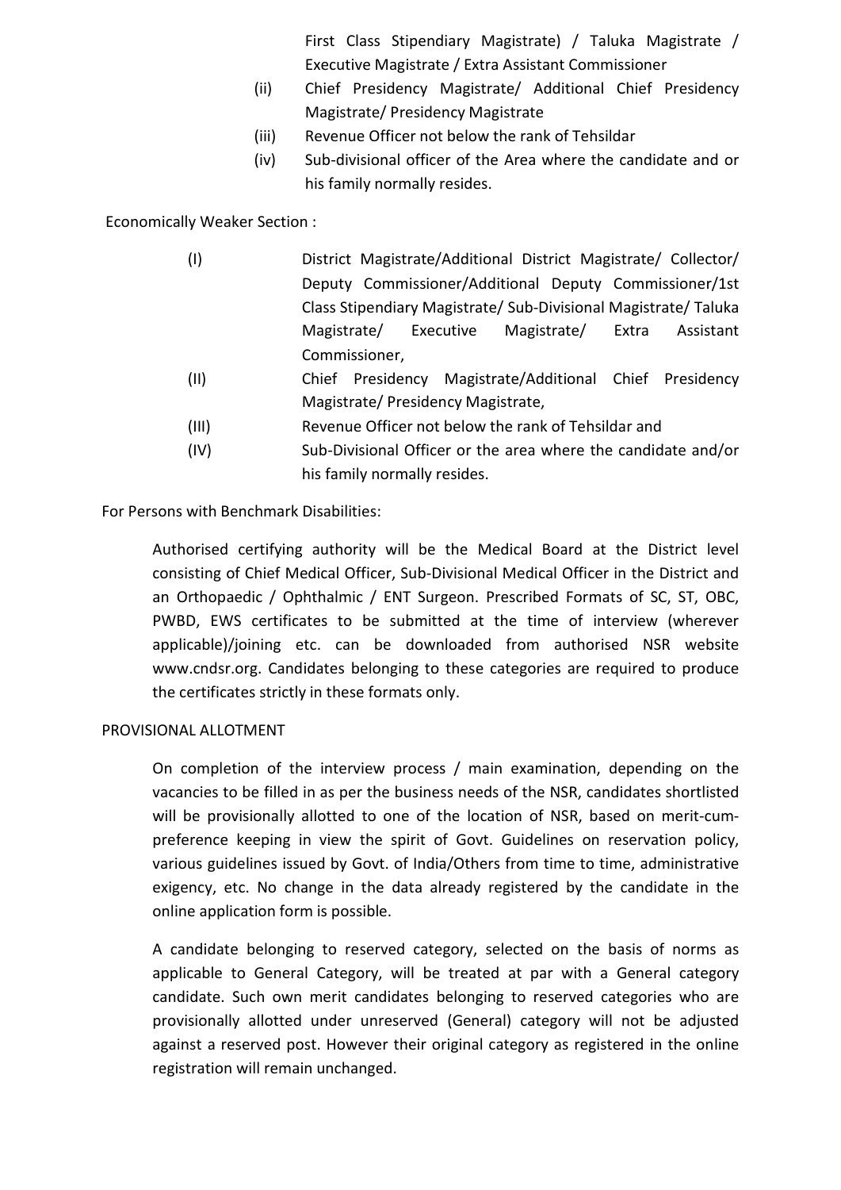First Class Stipendiary Magistrate) / Taluka Magistrate / Executive Magistrate / Extra Assistant Commissioner

(ii) Chief Presidency Magistrate/ Additional Chief Presidency Magistrate/ Presidency Magistrate

(iii) Revenue Officer not below the rank of Tehsildar

(iv) Sub-divisional officer of the Area where the candidate and or his family normally resides.

Economically Weaker Section :

(I) District Magistrate/Additional District Magistrate/ Collector/ Deputy Commissioner/Additional Deputy Commissioner/1st Class Stipendiary Magistrate/ Sub-Divisional Magistrate/ Taluka Magistrate/ Executive Magistrate/ Extra Assistant Commissioner,

(II) Chief Presidency Magistrate/Additional Chief Presidency Magistrate/ Presidency Magistrate,

(III) Revenue Officer not below the rank of Tehsildar and

(IV) Sub-Divisional Officer or the area where the candidate and/or his family normally resides.

For Persons with Benchmark Disabilities:

Authorised certifying authority will be the Medical Board at the District level consisting of Chief Medical Officer, Sub-Divisional Medical Officer in the District and an Orthopaedic / Ophthalmic / ENT Surgeon. Prescribed Formats of SC, ST, OBC, PWBD, EWS certificates to be submitted at the time of interview (wherever applicable)/joining etc. can be downloaded from authorised NSR website www.cndsr.org. Candidates belonging to these categories are required to produce the certificates strictly in these formats only.

PROVISIONAL ALLOTMENT

On completion of the interview process / main examination, depending on the vacancies to be filled in as per the business needs of the NSR, candidates shortlisted will be provisionally allotted to one of the location of NSR, based on merit-cum-preference keeping in view the spirit of Govt. Guidelines on reservation policy, various guidelines issued by Govt. of India/Others from time to time, administrative exigency, etc. No change in the data already registered by the candidate in the online application form is possible.

A candidate belonging to reserved category, selected on the basis of norms as applicable to General Category, will be treated at par with a General category candidate. Such own merit candidates belonging to reserved categories who are provisionally allotted under unreserved (General) category will not be adjusted against a reserved post. However their original category as registered in the online registration will remain unchanged.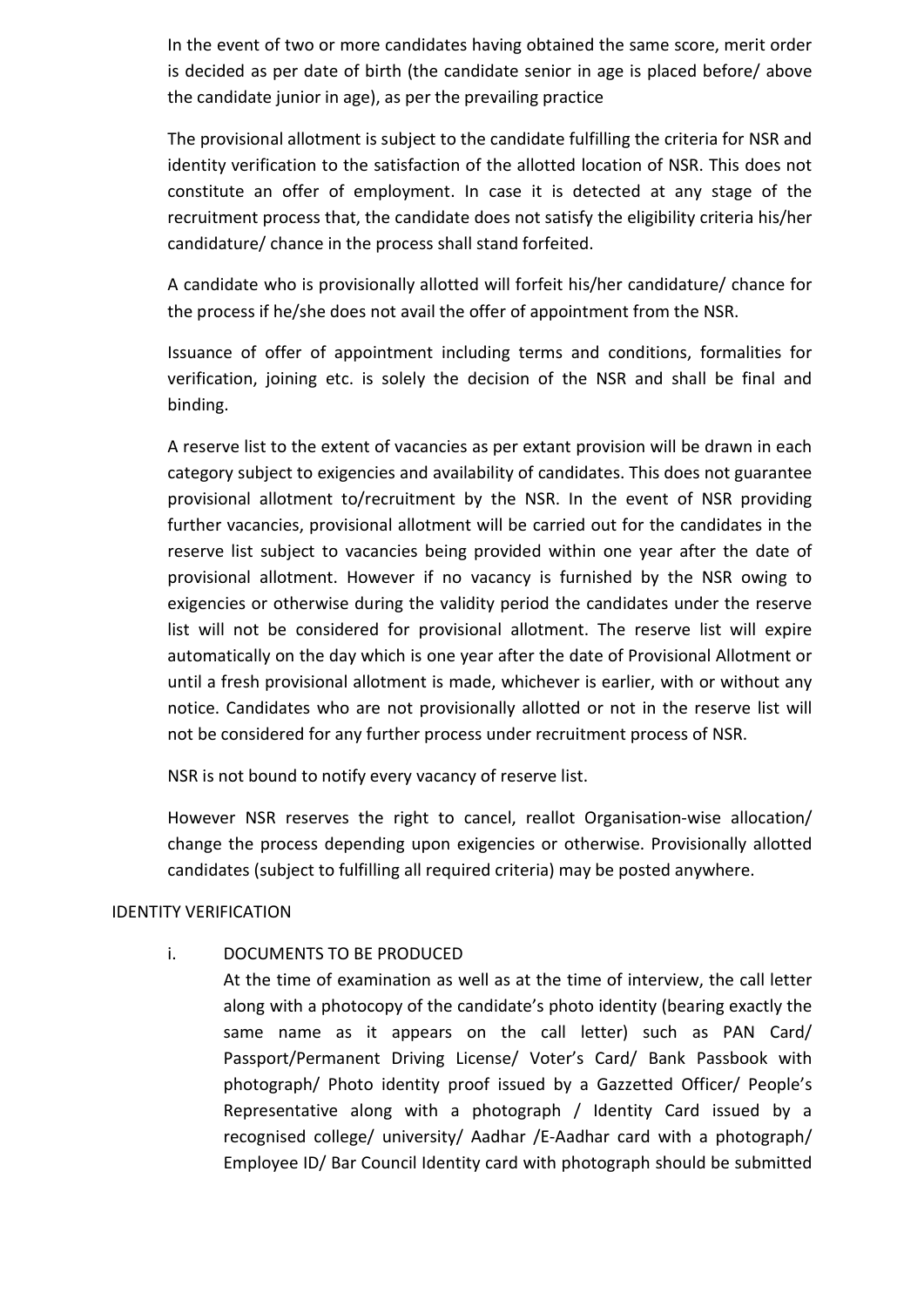In the event of two or more candidates having obtained the same score, merit order is decided as per date of birth (the candidate senior in age is placed before/ above the candidate junior in age), as per the prevailing practice

The provisional allotment is subject to the candidate fulfilling the criteria for NSR and identity verification to the satisfaction of the allotted location of NSR. This does not constitute an offer of employment. In case it is detected at any stage of the recruitment process that, the candidate does not satisfy the eligibility criteria his/her candidature/ chance in the process shall stand forfeited.

A candidate who is provisionally allotted will forfeit his/her candidature/ chance for the process if he/she does not avail the offer of appointment from the NSR.

Issuance of offer of appointment including terms and conditions, formalities for verification, joining etc. is solely the decision of the NSR and shall be final and binding.

A reserve list to the extent of vacancies as per extant provision will be drawn in each category subject to exigencies and availability of candidates. This does not guarantee provisional allotment to/recruitment by the NSR. In the event of NSR providing further vacancies, provisional allotment will be carried out for the candidates in the reserve list subject to vacancies being provided within one year after the date of provisional allotment. However if no vacancy is furnished by the NSR owing to exigencies or otherwise during the validity period the candidates under the reserve list will not be considered for provisional allotment. The reserve list will expire automatically on the day which is one year after the date of Provisional Allotment or until a fresh provisional allotment is made, whichever is earlier, with or without any notice. Candidates who are not provisionally allotted or not in the reserve list will not be considered for any further process under recruitment process of NSR.

NSR is not bound to notify every vacancy of reserve list.

However NSR reserves the right to cancel, reallot Organisation-wise allocation/ change the process depending upon exigencies or otherwise. Provisionally allotted candidates (subject to fulfilling all required criteria) may be posted anywhere.

IDENTITY VERIFICATION

i. DOCUMENTS TO BE PRODUCED

At the time of examination as well as at the time of interview, the call letter along with a photocopy of the candidate's photo identity (bearing exactly the same name as it appears on the call letter) such as PAN Card/ Passport/Permanent Driving License/ Voter's Card/ Bank Passbook with photograph/ Photo identity proof issued by a Gazzetted Officer/ People's Representative along with a photograph / Identity Card issued by a recognised college/ university/ Aadhar /E-Aadhar card with a photograph/ Employee ID/ Bar Council Identity card with photograph should be submitted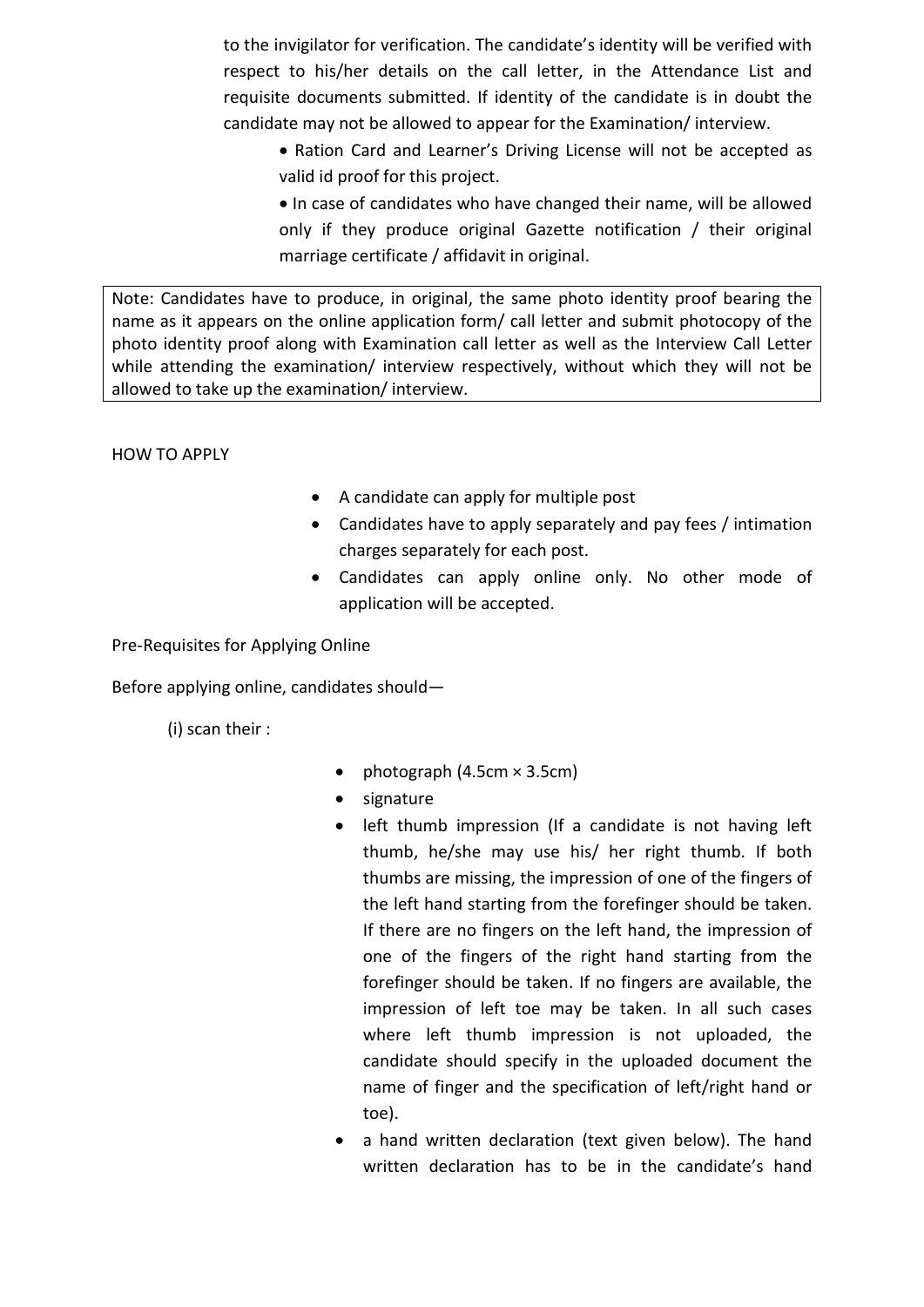to the invigilator for verification. The candidate's identity will be verified with respect to his/her details on the call letter, in the Attendance List and requisite documents submitted. If identity of the candidate is in doubt the candidate may not be allowed to appear for the Examination/ interview.

- Ration Card and Learner's Driving License will not be accepted as valid id proof for this project.
- In case of candidates who have changed their name, will be allowed only if they produce original Gazette notification / their original marriage certificate / affidavit in original.

Note: Candidates have to produce, in original, the same photo identity proof bearing the name as it appears on the online application form/ call letter and submit photocopy of the photo identity proof along with Examination call letter as well as the Interview Call Letter while attending the examination/ interview respectively, without which they will not be allowed to take up the examination/ interview.

HOW TO APPLY

- A candidate can apply for multiple post
- Candidates have to apply separately and pay fees / intimation charges separately for each post.
- Candidates can apply online only. No other mode of application will be accepted.

Pre-Requisites for Applying Online

Before applying online, candidates should—

(i) scan their :

- photograph (4.5cm × 3.5cm)
- signature
- left thumb impression (If a candidate is not having left thumb, he/she may use his/ her right thumb. If both thumbs are missing, the impression of one of the fingers of the left hand starting from the forefinger should be taken. If there are no fingers on the left hand, the impression of one of the fingers of the right hand starting from the forefinger should be taken. If no fingers are available, the impression of left toe may be taken. In all such cases where left thumb impression is not uploaded, the candidate should specify in the uploaded document the name of finger and the specification of left/right hand or toe).
- a hand written declaration (text given below). The hand written declaration has to be in the candidate's hand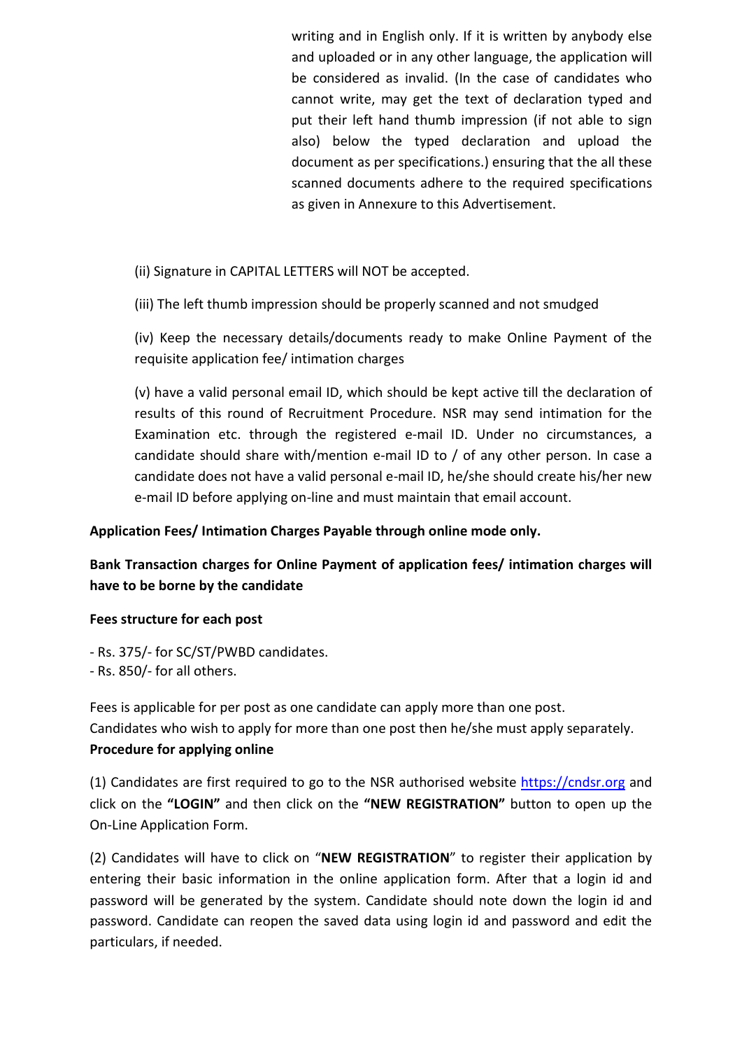writing and in English only. If it is written by anybody else and uploaded or in any other language, the application will be considered as invalid. (In the case of candidates who cannot write, may get the text of declaration typed and put their left hand thumb impression (if not able to sign also) below the typed declaration and upload the document as per specifications.) ensuring that the all these scanned documents adhere to the required specifications as given in Annexure to this Advertisement.

(ii) Signature in CAPITAL LETTERS will NOT be accepted.

(iii) The left thumb impression should be properly scanned and not smudged

(iv) Keep the necessary details/documents ready to make Online Payment of the requisite application fee/ intimation charges

(v) have a valid personal email ID, which should be kept active till the declaration of results of this round of Recruitment Procedure. NSR may send intimation for the Examination etc. through the registered e-mail ID. Under no circumstances, a candidate should share with/mention e-mail ID to / of any other person. In case a candidate does not have a valid personal e-mail ID, he/she should create his/her new e-mail ID before applying on-line and must maintain that email account.

**Application Fees/ Intimation Charges Payable through online mode only.**

**Bank Transaction charges for Online Payment of application fees/ intimation charges will have to be borne by the candidate**

**Fees structure for each post**

- Rs. 375/- for SC/ST/PWBD candidates.
- Rs. 850/- for all others.

Fees is applicable for per post as one candidate can apply more than one post.
Candidates who wish to apply for more than one post then he/she must apply separately.

**Procedure for applying online**

(1) Candidates are first required to go to the NSR authorised website https://cndsr.org and click on the **"LOGIN"** and then click on the **"NEW REGISTRATION"** button to open up the On-Line Application Form.

(2) Candidates will have to click on "**NEW REGISTRATION**" to register their application by entering their basic information in the online application form. After that a login id and password will be generated by the system. Candidate should note down the login id and password. Candidate can reopen the saved data using login id and password and edit the particulars, if needed.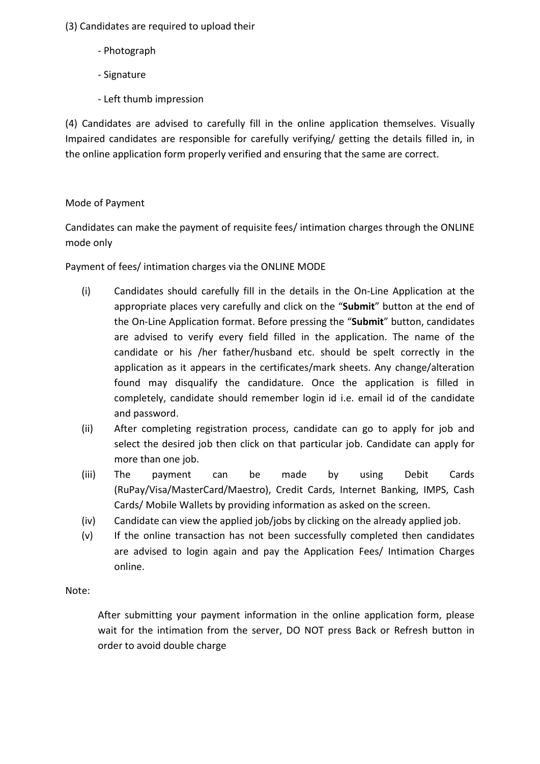(3) Candidates are required to upload their

- Photograph
- Signature
- Left thumb impression

(4) Candidates are advised to carefully fill in the online application themselves. Visually Impaired candidates are responsible for carefully verifying/ getting the details filled in, in the online application form properly verified and ensuring that the same are correct.

Mode of Payment

Candidates can make the payment of requisite fees/ intimation charges through the ONLINE mode only

Payment of fees/ intimation charges via the ONLINE MODE

(i) Candidates should carefully fill in the details in the On-Line Application at the appropriate places very carefully and click on the "**Submit**" button at the end of the On-Line Application format. Before pressing the "**Submit**" button, candidates are advised to verify every field filled in the application. The name of the candidate or his /her father/husband etc. should be spelt correctly in the application as it appears in the certificates/mark sheets. Any change/alteration found may disqualify the candidature. Once the application is filled in completely, candidate should remember login id i.e. email id of the candidate and password.

(ii) After completing registration process, candidate can go to apply for job and select the desired job then click on that particular job. Candidate can apply for more than one job.

(iii) The payment can be made by using Debit Cards (RuPay/Visa/MasterCard/Maestro), Credit Cards, Internet Banking, IMPS, Cash Cards/ Mobile Wallets by providing information as asked on the screen.

(iv) Candidate can view the applied job/jobs by clicking on the already applied job.

(v) If the online transaction has not been successfully completed then candidates are advised to login again and pay the Application Fees/ Intimation Charges online.

Note:

After submitting your payment information in the online application form, please wait for the intimation from the server, DO NOT press Back or Refresh button in order to avoid double charge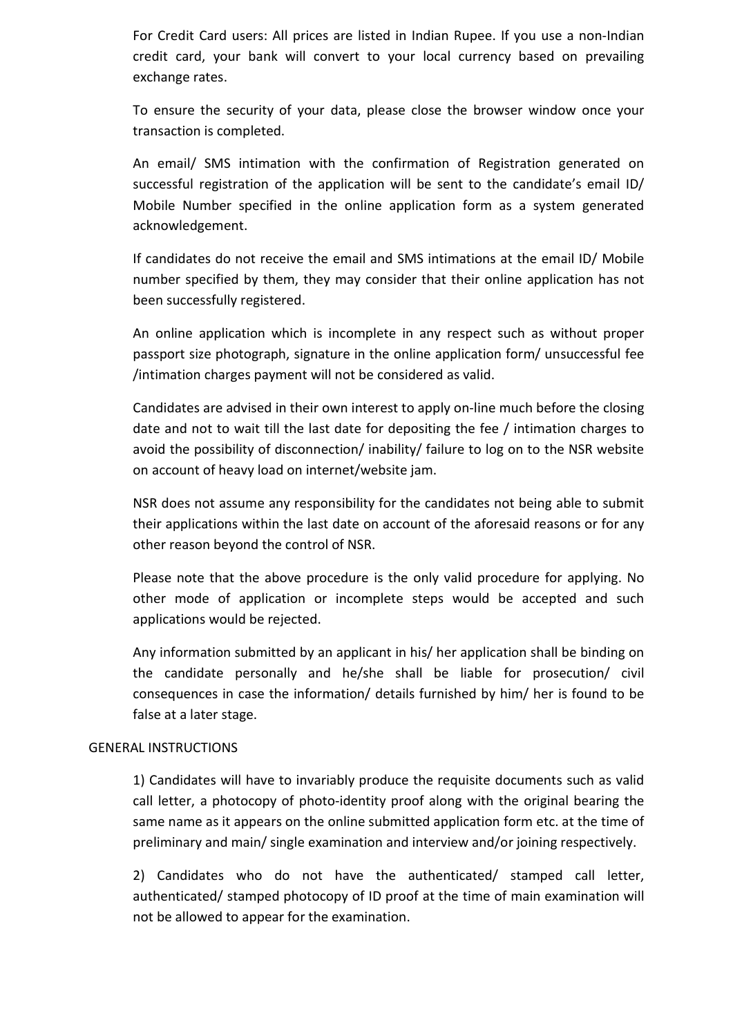For Credit Card users: All prices are listed in Indian Rupee. If you use a non-Indian credit card, your bank will convert to your local currency based on prevailing exchange rates.

To ensure the security of your data, please close the browser window once your transaction is completed.

An email/ SMS intimation with the confirmation of Registration generated on successful registration of the application will be sent to the candidate's email ID/ Mobile Number specified in the online application form as a system generated acknowledgement.

If candidates do not receive the email and SMS intimations at the email ID/ Mobile number specified by them, they may consider that their online application has not been successfully registered.

An online application which is incomplete in any respect such as without proper passport size photograph, signature in the online application form/ unsuccessful fee /intimation charges payment will not be considered as valid.

Candidates are advised in their own interest to apply on-line much before the closing date and not to wait till the last date for depositing the fee / intimation charges to avoid the possibility of disconnection/ inability/ failure to log on to the NSR website on account of heavy load on internet/website jam.

NSR does not assume any responsibility for the candidates not being able to submit their applications within the last date on account of the aforesaid reasons or for any other reason beyond the control of NSR.

Please note that the above procedure is the only valid procedure for applying. No other mode of application or incomplete steps would be accepted and such applications would be rejected.

Any information submitted by an applicant in his/ her application shall be binding on the candidate personally and he/she shall be liable for prosecution/ civil consequences in case the information/ details furnished by him/ her is found to be false at a later stage.

GENERAL INSTRUCTIONS

1) Candidates will have to invariably produce the requisite documents such as valid call letter, a photocopy of photo-identity proof along with the original bearing the same name as it appears on the online submitted application form etc. at the time of preliminary and main/ single examination and interview and/or joining respectively.

2) Candidates who do not have the authenticated/ stamped call letter, authenticated/ stamped photocopy of ID proof at the time of main examination will not be allowed to appear for the examination.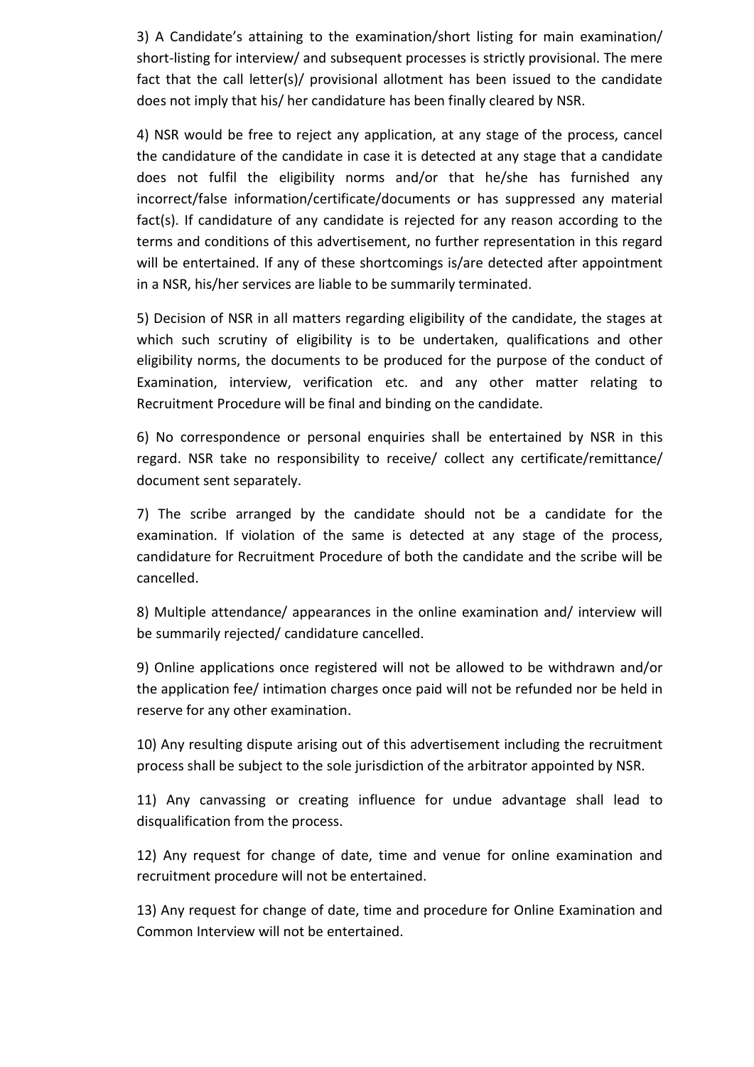3) A Candidate's attaining to the examination/short listing for main examination/ short-listing for interview/ and subsequent processes is strictly provisional. The mere fact that the call letter(s)/ provisional allotment has been issued to the candidate does not imply that his/ her candidature has been finally cleared by NSR.

4) NSR would be free to reject any application, at any stage of the process, cancel the candidature of the candidate in case it is detected at any stage that a candidate does not fulfil the eligibility norms and/or that he/she has furnished any incorrect/false information/certificate/documents or has suppressed any material fact(s). If candidature of any candidate is rejected for any reason according to the terms and conditions of this advertisement, no further representation in this regard will be entertained. If any of these shortcomings is/are detected after appointment in a NSR, his/her services are liable to be summarily terminated.

5) Decision of NSR in all matters regarding eligibility of the candidate, the stages at which such scrutiny of eligibility is to be undertaken, qualifications and other eligibility norms, the documents to be produced for the purpose of the conduct of Examination, interview, verification etc. and any other matter relating to Recruitment Procedure will be final and binding on the candidate.

6) No correspondence or personal enquiries shall be entertained by NSR in this regard. NSR take no responsibility to receive/ collect any certificate/remittance/ document sent separately.

7) The scribe arranged by the candidate should not be a candidate for the examination. If violation of the same is detected at any stage of the process, candidature for Recruitment Procedure of both the candidate and the scribe will be cancelled.

8) Multiple attendance/ appearances in the online examination and/ interview will be summarily rejected/ candidature cancelled.

9) Online applications once registered will not be allowed to be withdrawn and/or the application fee/ intimation charges once paid will not be refunded nor be held in reserve for any other examination.

10) Any resulting dispute arising out of this advertisement including the recruitment process shall be subject to the sole jurisdiction of the arbitrator appointed by NSR.

11) Any canvassing or creating influence for undue advantage shall lead to disqualification from the process.

12) Any request for change of date, time and venue for online examination and recruitment procedure will not be entertained.

13) Any request for change of date, time and procedure for Online Examination and Common Interview will not be entertained.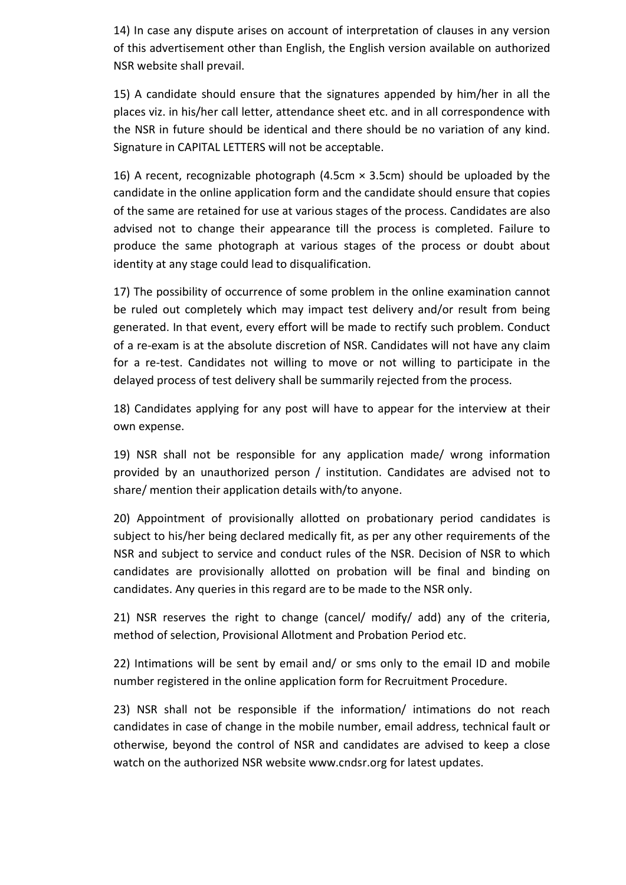14) In case any dispute arises on account of interpretation of clauses in any version of this advertisement other than English, the English version available on authorized NSR website shall prevail.

15) A candidate should ensure that the signatures appended by him/her in all the places viz. in his/her call letter, attendance sheet etc. and in all correspondence with the NSR in future should be identical and there should be no variation of any kind. Signature in CAPITAL LETTERS will not be acceptable.

16) A recent, recognizable photograph (4.5cm × 3.5cm) should be uploaded by the candidate in the online application form and the candidate should ensure that copies of the same are retained for use at various stages of the process. Candidates are also advised not to change their appearance till the process is completed. Failure to produce the same photograph at various stages of the process or doubt about identity at any stage could lead to disqualification.

17) The possibility of occurrence of some problem in the online examination cannot be ruled out completely which may impact test delivery and/or result from being generated. In that event, every effort will be made to rectify such problem. Conduct of a re-exam is at the absolute discretion of NSR. Candidates will not have any claim for a re-test. Candidates not willing to move or not willing to participate in the delayed process of test delivery shall be summarily rejected from the process.

18) Candidates applying for any post will have to appear for the interview at their own expense.

19) NSR shall not be responsible for any application made/ wrong information provided by an unauthorized person / institution. Candidates are advised not to share/ mention their application details with/to anyone.

20) Appointment of provisionally allotted on probationary period candidates is subject to his/her being declared medically fit, as per any other requirements of the NSR and subject to service and conduct rules of the NSR. Decision of NSR to which candidates are provisionally allotted on probation will be final and binding on candidates. Any queries in this regard are to be made to the NSR only.

21) NSR reserves the right to change (cancel/ modify/ add) any of the criteria, method of selection, Provisional Allotment and Probation Period etc.

22) Intimations will be sent by email and/ or sms only to the email ID and mobile number registered in the online application form for Recruitment Procedure.

23) NSR shall not be responsible if the information/ intimations do not reach candidates in case of change in the mobile number, email address, technical fault or otherwise, beyond the control of NSR and candidates are advised to keep a close watch on the authorized NSR website www.cndsr.org for latest updates.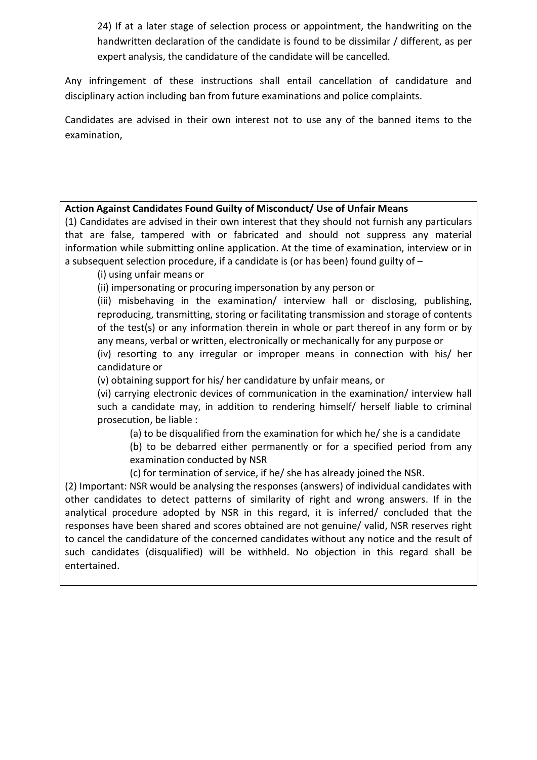24) If at a later stage of selection process or appointment, the handwriting on the handwritten declaration of the candidate is found to be dissimilar / different, as per expert analysis, the candidature of the candidate will be cancelled.

Any infringement of these instructions shall entail cancellation of candidature and disciplinary action including ban from future examinations and police complaints.

Candidates are advised in their own interest not to use any of the banned items to the examination,

**Action Against Candidates Found Guilty of Misconduct/ Use of Unfair Means**

(1) Candidates are advised in their own interest that they should not furnish any particulars that are false, tampered with or fabricated and should not suppress any material information while submitting online application. At the time of examination, interview or in a subsequent selection procedure, if a candidate is (or has been) found guilty of –

(i) using unfair means or

(ii) impersonating or procuring impersonation by any person or

(iii) misbehaving in the examination/ interview hall or disclosing, publishing, reproducing, transmitting, storing or facilitating transmission and storage of contents of the test(s) or any information therein in whole or part thereof in any form or by any means, verbal or written, electronically or mechanically for any purpose or

(iv) resorting to any irregular or improper means in connection with his/ her candidature or

(v) obtaining support for his/ her candidature by unfair means, or

(vi) carrying electronic devices of communication in the examination/ interview hall such a candidate may, in addition to rendering himself/ herself liable to criminal prosecution, be liable :

(a) to be disqualified from the examination for which he/ she is a candidate

(b) to be debarred either permanently or for a specified period from any examination conducted by NSR

(c) for termination of service, if he/ she has already joined the NSR.

(2) Important: NSR would be analysing the responses (answers) of individual candidates with other candidates to detect patterns of similarity of right and wrong answers. If in the analytical procedure adopted by NSR in this regard, it is inferred/ concluded that the responses have been shared and scores obtained are not genuine/ valid, NSR reserves right to cancel the candidature of the concerned candidates without any notice and the result of such candidates (disqualified) will be withheld. No objection in this regard shall be entertained.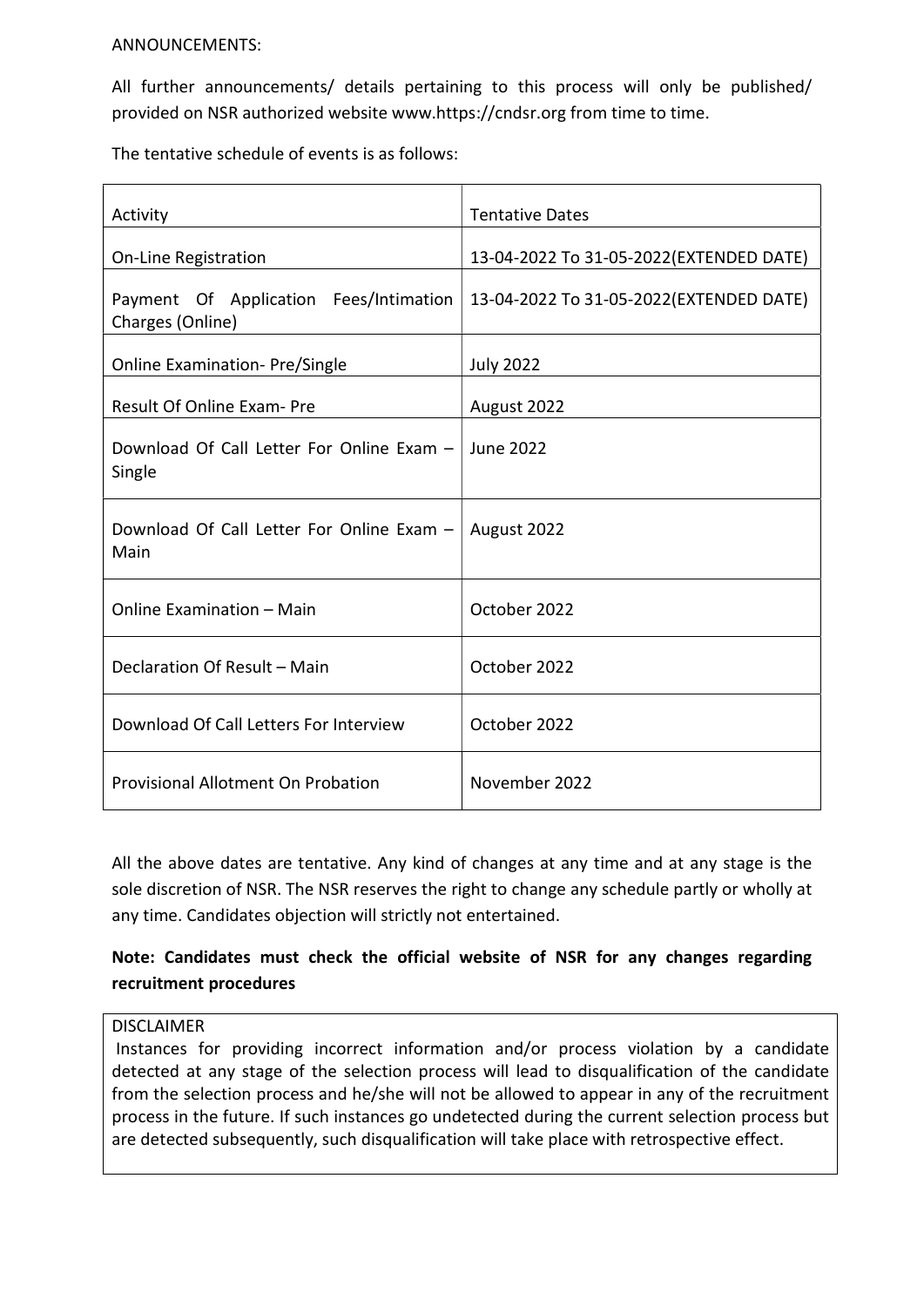ANNOUNCEMENTS:

All further announcements/ details pertaining to this process will only be published/ provided on NSR authorized website www.https://cndsr.org from time to time.

The tentative schedule of events is as follows:

| Activity | Tentative Dates |
|---|---|
| On-Line Registration | 13-04-2022 To 31-05-2022(EXTENDED DATE) |
| Payment Of Application Fees/Intimation Charges (Online) | 13-04-2022 To 31-05-2022(EXTENDED DATE) |
| Online Examination- Pre/Single | July 2022 |
| Result Of Online Exam- Pre | August 2022 |
| Download Of Call Letter For Online Exam – Single | June 2022 |
| Download Of Call Letter For Online Exam – Main | August 2022 |
| Online Examination – Main | October 2022 |
| Declaration Of Result – Main | October 2022 |
| Download Of Call Letters For Interview | October 2022 |
| Provisional Allotment On Probation | November 2022 |

All the above dates are tentative. Any kind of changes at any time and at any stage is the sole discretion of NSR. The NSR reserves the right to change any schedule partly or wholly at any time. Candidates objection will strictly not entertained.

**Note: Candidates must check the official website of NSR for any changes regarding recruitment procedures**

DISCLAIMER

Instances for providing incorrect information and/or process violation by a candidate detected at any stage of the selection process will lead to disqualification of the candidate from the selection process and he/she will not be allowed to appear in any of the recruitment process in the future. If such instances go undetected during the current selection process but are detected subsequently, such disqualification will take place with retrospective effect.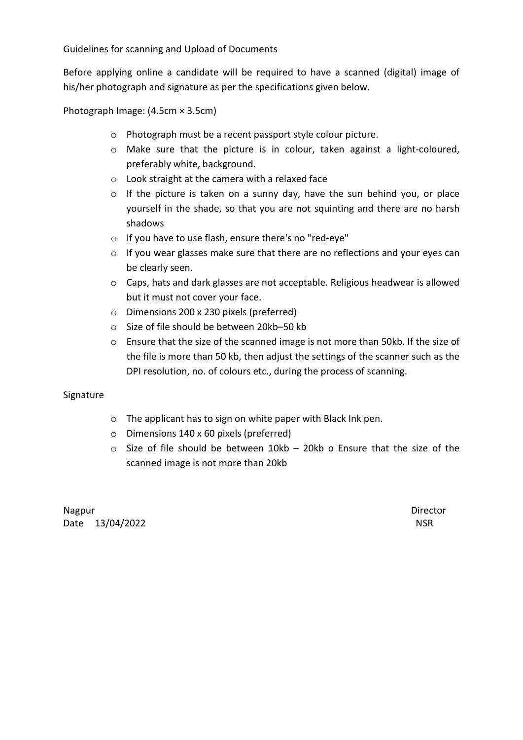Guidelines for scanning and Upload of Documents

Before applying online a candidate will be required to have a scanned (digital) image of his/her photograph and signature as per the specifications given below.

Photograph Image: (4.5cm × 3.5cm)

- Photograph must be a recent passport style colour picture.
- Make sure that the picture is in colour, taken against a light-coloured, preferably white, background.
- Look straight at the camera with a relaxed face
- If the picture is taken on a sunny day, have the sun behind you, or place yourself in the shade, so that you are not squinting and there are no harsh shadows
- If you have to use flash, ensure there's no "red-eye"
- If you wear glasses make sure that there are no reflections and your eyes can be clearly seen.
- Caps, hats and dark glasses are not acceptable. Religious headwear is allowed but it must not cover your face.
- Dimensions 200 x 230 pixels (preferred)
- Size of file should be between 20kb–50 kb
- Ensure that the size of the scanned image is not more than 50kb. If the size of the file is more than 50 kb, then adjust the settings of the scanner such as the DPI resolution, no. of colours etc., during the process of scanning.

Signature

- The applicant has to sign on white paper with Black Ink pen.
- Dimensions 140 x 60 pixels (preferred)
- Size of file should be between 10kb – 20kb o Ensure that the size of the scanned image is not more than 20kb

Nagpur
Date 13/04/2022

Director
NSR